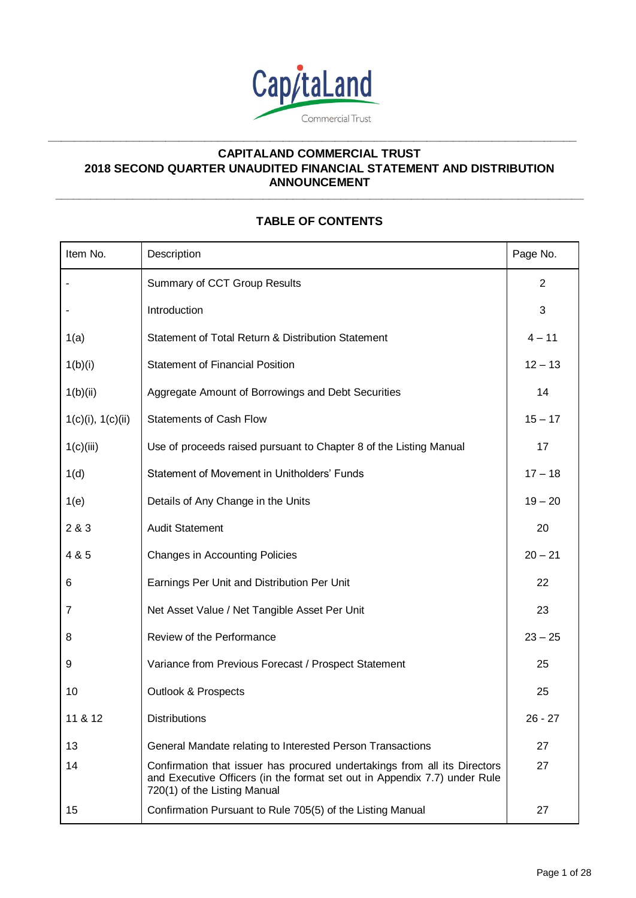# CAPITALAND COMMERCIAL TRUST
# 2018 SECOND QUARTER UNAUDITED FINANCIAL STATEMENT AND DISTRIBUTION ANNOUNCEMENT

## TABLE OF CONTENTS

| Item No. | Description | Page No. |
|---|---|---|
| - | Summary of CCT Group Results | 2 |
| - | Introduction | 3 |
| 1(a) | Statement of Total Return & Distribution Statement | 4 – 11 |
| 1(b)(i) | Statement of Financial Position | 12 – 13 |
| 1(b)(ii) | Aggregate Amount of Borrowings and Debt Securities | 14 |
| 1(c)(i), 1(c)(ii) | Statements of Cash Flow | 15 – 17 |
| 1(c)(iii) | Use of proceeds raised pursuant to Chapter 8 of the Listing Manual | 17 |
| 1(d) | Statement of Movement in Unitholders' Funds | 17 – 18 |
| 1(e) | Details of Any Change in the Units | 19 – 20 |
| 2 & 3 | Audit Statement | 20 |
| 4 & 5 | Changes in Accounting Policies | 20 – 21 |
| 6 | Earnings Per Unit and Distribution Per Unit | 22 |
| 7 | Net Asset Value / Net Tangible Asset Per Unit | 23 |
| 8 | Review of the Performance | 23 – 25 |
| 9 | Variance from Previous Forecast / Prospect Statement | 25 |
| 10 | Outlook & Prospects | 25 |
| 11 & 12 | Distributions | 26 - 27 |
| 13 | General Mandate relating to Interested Person Transactions | 27 |
| 14 | Confirmation that issuer has procured undertakings from all its Directors and Executive Officers (in the format set out in Appendix 7.7) under Rule 720(1) of the Listing Manual | 27 |
| 15 | Confirmation Pursuant to Rule 705(5) of the Listing Manual | 27 |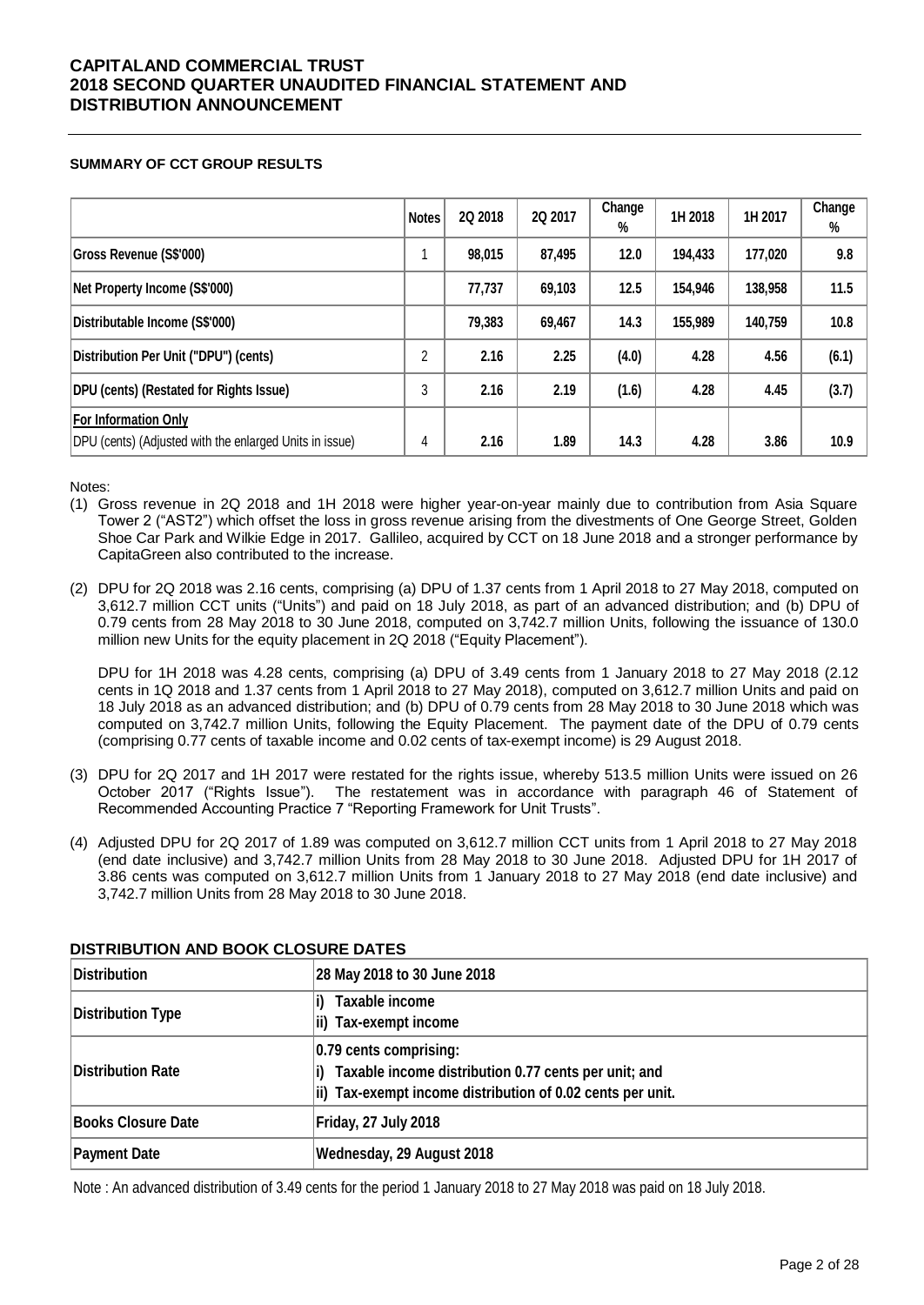# CAPITALAND COMMERCIAL TRUST
# 2018 SECOND QUARTER UNAUDITED FINANCIAL STATEMENT AND DISTRIBUTION ANNOUNCEMENT

**SUMMARY OF CCT GROUP RESULTS**

| | Notes | 2Q 2018 | 2Q 2017 | Change % | 1H 2018 | 1H 2017 | Change % |
|---|---|---|---|---|---|---|---|
| Gross Revenue (S$'000) | 1 | 98,015 | 87,495 | 12.0 | 194,433 | 177,020 | 9.8 |
| Net Property Income (S$'000) | | 77,737 | 69,103 | 12.5 | 154,946 | 138,958 | 11.5 |
| Distributable Income (S$'000) | | 79,383 | 69,467 | 14.3 | 155,989 | 140,759 | 10.8 |
| Distribution Per Unit ("DPU") (cents) | 2 | 2.16 | 2.25 | (4.0) | 4.28 | 4.56 | (6.1) |
| DPU (cents) (Restated for Rights Issue) | 3 | 2.16 | 2.19 | (1.6) | 4.28 | 4.45 | (3.7) |
| For Information Only<br>DPU (cents) (Adjusted with the enlarged Units in issue) | 4 | 2.16 | 1.89 | 14.3 | 4.28 | 3.86 | 10.9 |

Notes:

(1) Gross revenue in 2Q 2018 and 1H 2018 were higher year-on-year mainly due to contribution from Asia Square Tower 2 ("AST2") which offset the loss in gross revenue arising from the divestments of One George Street, Golden Shoe Car Park and Wilkie Edge in 2017. Gallileo, acquired by CCT on 18 June 2018 and a stronger performance by CapitaGreen also contributed to the increase.

(2) DPU for 2Q 2018 was 2.16 cents, comprising (a) DPU of 1.37 cents from 1 April 2018 to 27 May 2018, computed on 3,612.7 million CCT units ("Units") and paid on 18 July 2018, as part of an advanced distribution; and (b) DPU of 0.79 cents from 28 May 2018 to 30 June 2018, computed on 3,742.7 million Units, following the issuance of 130.0 million new Units for the equity placement in 2Q 2018 ("Equity Placement").

DPU for 1H 2018 was 4.28 cents, comprising (a) DPU of 3.49 cents from 1 January 2018 to 27 May 2018 (2.12 cents in 1Q 2018 and 1.37 cents from 1 April 2018 to 27 May 2018), computed on 3,612.7 million Units and paid on 18 July 2018 as an advanced distribution; and (b) DPU of 0.79 cents from 28 May 2018 to 30 June 2018 which was computed on 3,742.7 million Units, following the Equity Placement. The payment date of the DPU of 0.79 cents (comprising 0.77 cents of taxable income and 0.02 cents of tax-exempt income) is 29 August 2018.

(3) DPU for 2Q 2017 and 1H 2017 were restated for the rights issue, whereby 513.5 million Units were issued on 26 October 2017 ("Rights Issue"). The restatement was in accordance with paragraph 46 of Statement of Recommended Accounting Practice 7 "Reporting Framework for Unit Trusts".

(4) Adjusted DPU for 2Q 2017 of 1.89 was computed on 3,612.7 million CCT units from 1 April 2018 to 27 May 2018 (end date inclusive) and 3,742.7 million Units from 28 May 2018 to 30 June 2018. Adjusted DPU for 1H 2017 of 3.86 cents was computed on 3,612.7 million Units from 1 January 2018 to 27 May 2018 (end date inclusive) and 3,742.7 million Units from 28 May 2018 to 30 June 2018.

## DISTRIBUTION AND BOOK CLOSURE DATES

| Distribution | 28 May 2018 to 30 June 2018 |
|---|---|
| Distribution Type | i) Taxable income<br>ii) Tax-exempt income |
| Distribution Rate | 0.79 cents comprising:<br>i) Taxable income distribution 0.77 cents per unit; and<br>ii) Tax-exempt income distribution of 0.02 cents per unit. |
| Books Closure Date | Friday, 27 July 2018 |
| Payment Date | Wednesday, 29 August 2018 |

Note : An advanced distribution of 3.49 cents for the period 1 January 2018 to 27 May 2018 was paid on 18 July 2018.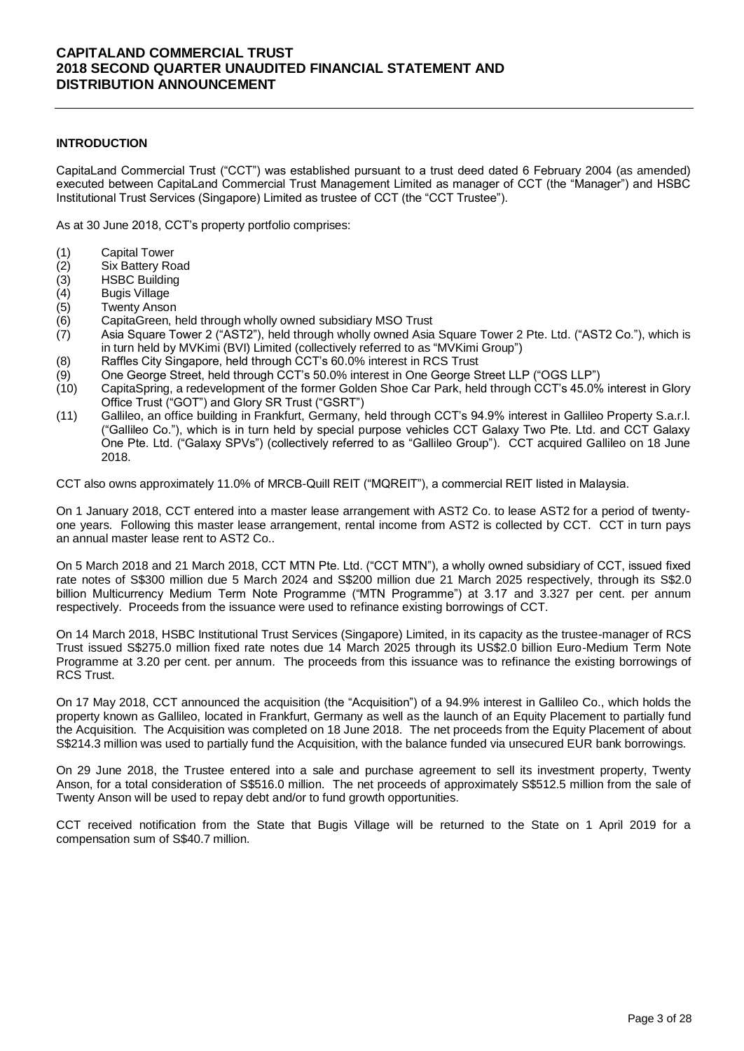## INTRODUCTION

CapitaLand Commercial Trust ("CCT") was established pursuant to a trust deed dated 6 February 2004 (as amended) executed between CapitaLand Commercial Trust Management Limited as manager of CCT (the "Manager") and HSBC Institutional Trust Services (Singapore) Limited as trustee of CCT (the "CCT Trustee").

As at 30 June 2018, CCT's property portfolio comprises:

(1) Capital Tower
(2) Six Battery Road
(3) HSBC Building
(4) Bugis Village
(5) Twenty Anson
(6) CapitaGreen, held through wholly owned subsidiary MSO Trust
(7) Asia Square Tower 2 ("AST2"), held through wholly owned Asia Square Tower 2 Pte. Ltd. ("AST2 Co."), which is in turn held by MVKimi (BVI) Limited (collectively referred to as "MVKimi Group")
(8) Raffles City Singapore, held through CCT's 60.0% interest in RCS Trust
(9) One George Street, held through CCT's 50.0% interest in One George Street LLP ("OGS LLP")
(10) CapitaSpring, a redevelopment of the former Golden Shoe Car Park, held through CCT's 45.0% interest in Glory Office Trust ("GOT") and Glory SR Trust ("GSRT")
(11) Gallileo, an office building in Frankfurt, Germany, held through CCT's 94.9% interest in Gallileo Property S.a.r.l. ("Gallileo Co."), which is in turn held by special purpose vehicles CCT Galaxy Two Pte. Ltd. and CCT Galaxy One Pte. Ltd. ("Galaxy SPVs") (collectively referred to as "Gallileo Group"). CCT acquired Gallileo on 18 June 2018.

CCT also owns approximately 11.0% of MRCB-Quill REIT ("MQREIT"), a commercial REIT listed in Malaysia.

On 1 January 2018, CCT entered into a master lease arrangement with AST2 Co. to lease AST2 for a period of twenty-one years. Following this master lease arrangement, rental income from AST2 is collected by CCT. CCT in turn pays an annual master lease rent to AST2 Co..

On 5 March 2018 and 21 March 2018, CCT MTN Pte. Ltd. ("CCT MTN"), a wholly owned subsidiary of CCT, issued fixed rate notes of S$300 million due 5 March 2024 and S$200 million due 21 March 2025 respectively, through its S$2.0 billion Multicurrency Medium Term Note Programme ("MTN Programme") at 3.17 and 3.327 per cent. per annum respectively. Proceeds from the issuance were used to refinance existing borrowings of CCT.

On 14 March 2018, HSBC Institutional Trust Services (Singapore) Limited, in its capacity as the trustee-manager of RCS Trust issued S$275.0 million fixed rate notes due 14 March 2025 through its US$2.0 billion Euro-Medium Term Note Programme at 3.20 per cent. per annum. The proceeds from this issuance was to refinance the existing borrowings of RCS Trust.

On 17 May 2018, CCT announced the acquisition (the "Acquisition") of a 94.9% interest in Gallileo Co., which holds the property known as Gallileo, located in Frankfurt, Germany as well as the launch of an Equity Placement to partially fund the Acquisition. The Acquisition was completed on 18 June 2018. The net proceeds from the Equity Placement of about S$214.3 million was used to partially fund the Acquisition, with the balance funded via unsecured EUR bank borrowings.

On 29 June 2018, the Trustee entered into a sale and purchase agreement to sell its investment property, Twenty Anson, for a total consideration of S$516.0 million. The net proceeds of approximately S$512.5 million from the sale of Twenty Anson will be used to repay debt and/or to fund growth opportunities.

CCT received notification from the State that Bugis Village will be returned to the State on 1 April 2019 for a compensation sum of S$40.7 million.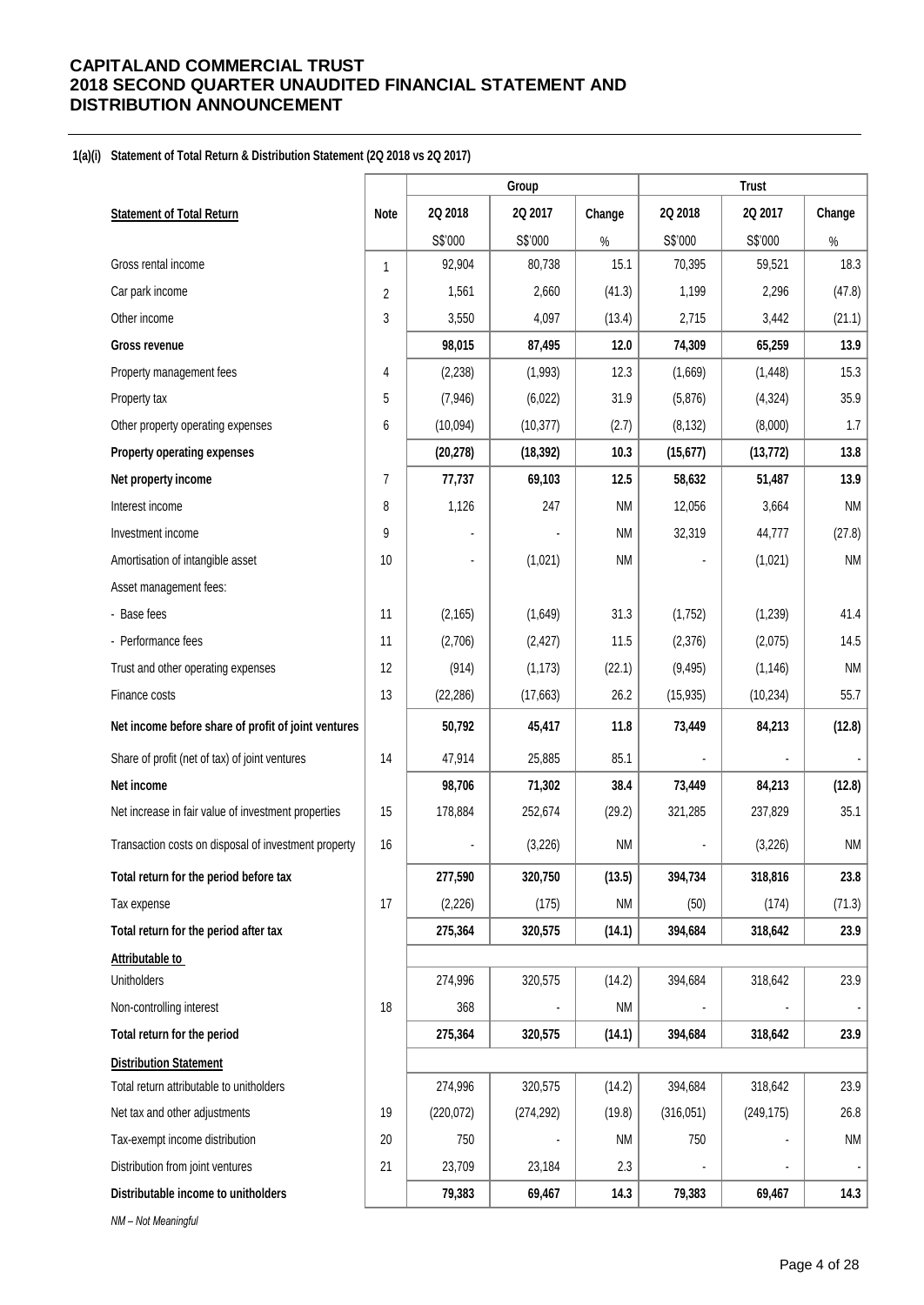# CAPITALAND COMMERCIAL TRUST
# 2018 SECOND QUARTER UNAUDITED FINANCIAL STATEMENT AND DISTRIBUTION ANNOUNCEMENT

### 1(a)(i) Statement of Total Return & Distribution Statement (2Q 2018 vs 2Q 2017)

| | | Group | | | Trust | | |
|---|---|---|---|---|---|---|---|
| **Statement of Total Return** | **Note** | **2Q 2018** | **2Q 2017** | **Change** | **2Q 2018** | **2Q 2017** | **Change** |
| | | S$'000 | S$'000 | % | S$'000 | S$'000 | % |
| Gross rental income | 1 | 92,904 | 80,738 | 15.1 | 70,395 | 59,521 | 18.3 |
| Car park income | 2 | 1,561 | 2,660 | (41.3) | 1,199 | 2,296 | (47.8) |
| Other income | 3 | 3,550 | 4,097 | (13.4) | 2,715 | 3,442 | (21.1) |
| **Gross revenue** | | **98,015** | **87,495** | **12.0** | **74,309** | **65,259** | **13.9** |
| Property management fees | 4 | (2,238) | (1,993) | 12.3 | (1,669) | (1,448) | 15.3 |
| Property tax | 5 | (7,946) | (6,022) | 31.9 | (5,876) | (4,324) | 35.9 |
| Other property operating expenses | 6 | (10,094) | (10,377) | (2.7) | (8,132) | (8,000) | 1.7 |
| **Property operating expenses** | | **(20,278)** | **(18,392)** | **10.3** | **(15,677)** | **(13,772)** | **13.8** |
| **Net property income** | 7 | **77,737** | **69,103** | **12.5** | **58,632** | **51,487** | **13.9** |
| Interest income | 8 | 1,126 | 247 | NM | 12,056 | 3,664 | NM |
| Investment income | 9 | - | - | NM | 32,319 | 44,777 | (27.8) |
| Amortisation of intangible asset | 10 | - | (1,021) | NM | - | (1,021) | NM |
| Asset management fees: | | | | | | | |
| - Base fees | 11 | (2,165) | (1,649) | 31.3 | (1,752) | (1,239) | 41.4 |
| - Performance fees | 11 | (2,706) | (2,427) | 11.5 | (2,376) | (2,075) | 14.5 |
| Trust and other operating expenses | 12 | (914) | (1,173) | (22.1) | (9,495) | (1,146) | NM |
| Finance costs | 13 | (22,286) | (17,663) | 26.2 | (15,935) | (10,234) | 55.7 |
| **Net income before share of profit of joint ventures** | | **50,792** | **45,417** | **11.8** | **73,449** | **84,213** | **(12.8)** |
| Share of profit (net of tax) of joint ventures | 14 | 47,914 | 25,885 | 85.1 | - | - | - |
| **Net income** | | **98,706** | **71,302** | **38.4** | **73,449** | **84,213** | **(12.8)** |
| Net increase in fair value of investment properties | 15 | 178,884 | 252,674 | (29.2) | 321,285 | 237,829 | 35.1 |
| Transaction costs on disposal of investment property | 16 | - | (3,226) | NM | - | (3,226) | NM |
| **Total return for the period before tax** | | **277,590** | **320,750** | **(13.5)** | **394,734** | **318,816** | **23.8** |
| Tax expense | 17 | (2,226) | (175) | NM | (50) | (174) | (71.3) |
| **Total return for the period after tax** | | **275,364** | **320,575** | **(14.1)** | **394,684** | **318,642** | **23.9** |
| **Attributable to** | | | | | | | |
| Unitholders | | 274,996 | 320,575 | (14.2) | 394,684 | 318,642 | 23.9 |
| Non-controlling interest | 18 | 368 | - | NM | - | - | - |
| **Total return for the period** | | **275,364** | **320,575** | **(14.1)** | **394,684** | **318,642** | **23.9** |
| **Distribution Statement** | | | | | | | |
| Total return attributable to unitholders | | 274,996 | 320,575 | (14.2) | 394,684 | 318,642 | 23.9 |
| Net tax and other adjustments | 19 | (220,072) | (274,292) | (19.8) | (316,051) | (249,175) | 26.8 |
| Tax-exempt income distribution | 20 | 750 | - | NM | 750 | - | NM |
| Distribution from joint ventures | 21 | 23,709 | 23,184 | 2.3 | - | - | - |
| **Distributable income to unitholders** | | **79,383** | **69,467** | **14.3** | **79,383** | **69,467** | **14.3** |

*NM – Not Meaningful*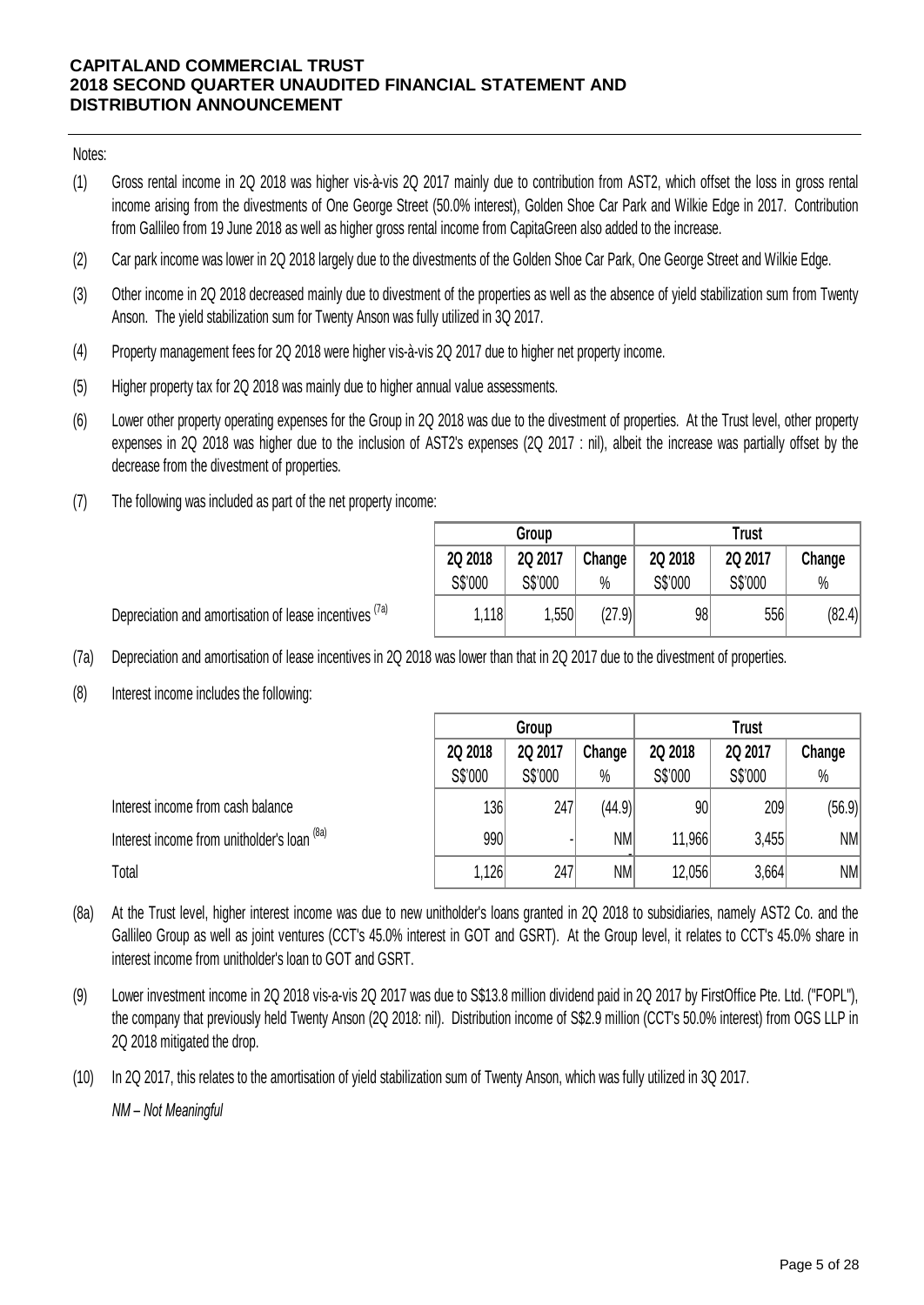Notes:

(1) Gross rental income in 2Q 2018 was higher vis-à-vis 2Q 2017 mainly due to contribution from AST2, which offset the loss in gross rental income arising from the divestments of One George Street (50.0% interest), Golden Shoe Car Park and Wilkie Edge in 2017. Contribution from Gallileo from 19 June 2018 as well as higher gross rental income from CapitaGreen also added to the increase.

(2) Car park income was lower in 2Q 2018 largely due to the divestments of the Golden Shoe Car Park, One George Street and Wilkie Edge.

(3) Other income in 2Q 2018 decreased mainly due to divestment of the properties as well as the absence of yield stabilization sum from Twenty Anson. The yield stabilization sum for Twenty Anson was fully utilized in 3Q 2017.

(4) Property management fees for 2Q 2018 were higher vis-à-vis 2Q 2017 due to higher net property income.

(5) Higher property tax for 2Q 2018 was mainly due to higher annual value assessments.

(6) Lower other property operating expenses for the Group in 2Q 2018 was due to the divestment of properties. At the Trust level, other property expenses in 2Q 2018 was higher due to the inclusion of AST2's expenses (2Q 2017 : nil), albeit the increase was partially offset by the decrease from the divestment of properties.

(7) The following was included as part of the net property income:

| | Group | | | Trust | | |
|---|---|---|---|---|---|---|
| | 2Q 2018 | 2Q 2017 | Change | 2Q 2018 | 2Q 2017 | Change |
| | S$'000 | S$'000 | % | S$'000 | S$'000 | % |
| Depreciation and amortisation of lease incentives (7a) | 1,118 | 1,550 | (27.9) | 98 | 556 | (82.4) |

(7a) Depreciation and amortisation of lease incentives in 2Q 2018 was lower than that in 2Q 2017 due to the divestment of properties.

(8) Interest income includes the following:

| | Group | | | Trust | | |
|---|---|---|---|---|---|---|
| | 2Q 2018 | 2Q 2017 | Change | 2Q 2018 | 2Q 2017 | Change |
| | S$'000 | S$'000 | % | S$'000 | S$'000 | % |
| Interest income from cash balance | 136 | 247 | (44.9) | 90 | 209 | (56.9) |
| Interest income from unitholder's loan (8a) | 990 | - | NM | 11,966 | 3,455 | NM |
| Total | 1,126 | 247 | NM | 12,056 | 3,664 | NM |

(8a) At the Trust level, higher interest income was due to new unitholder's loans granted in 2Q 2018 to subsidiaries, namely AST2 Co. and the Gallileo Group as well as joint ventures (CCT's 45.0% interest in GOT and GSRT). At the Group level, it relates to CCT's 45.0% share in interest income from unitholder's loan to GOT and GSRT.

(9) Lower investment income in 2Q 2018 vis-a-vis 2Q 2017 was due to S$13.8 million dividend paid in 2Q 2017 by FirstOffice Pte. Ltd. ("FOPL"), the company that previously held Twenty Anson (2Q 2018: nil). Distribution income of S$2.9 million (CCT's 50.0% interest) from OGS LLP in 2Q 2018 mitigated the drop.

(10) In 2Q 2017, this relates to the amortisation of yield stabilization sum of Twenty Anson, which was fully utilized in 3Q 2017.

*NM – Not Meaningful*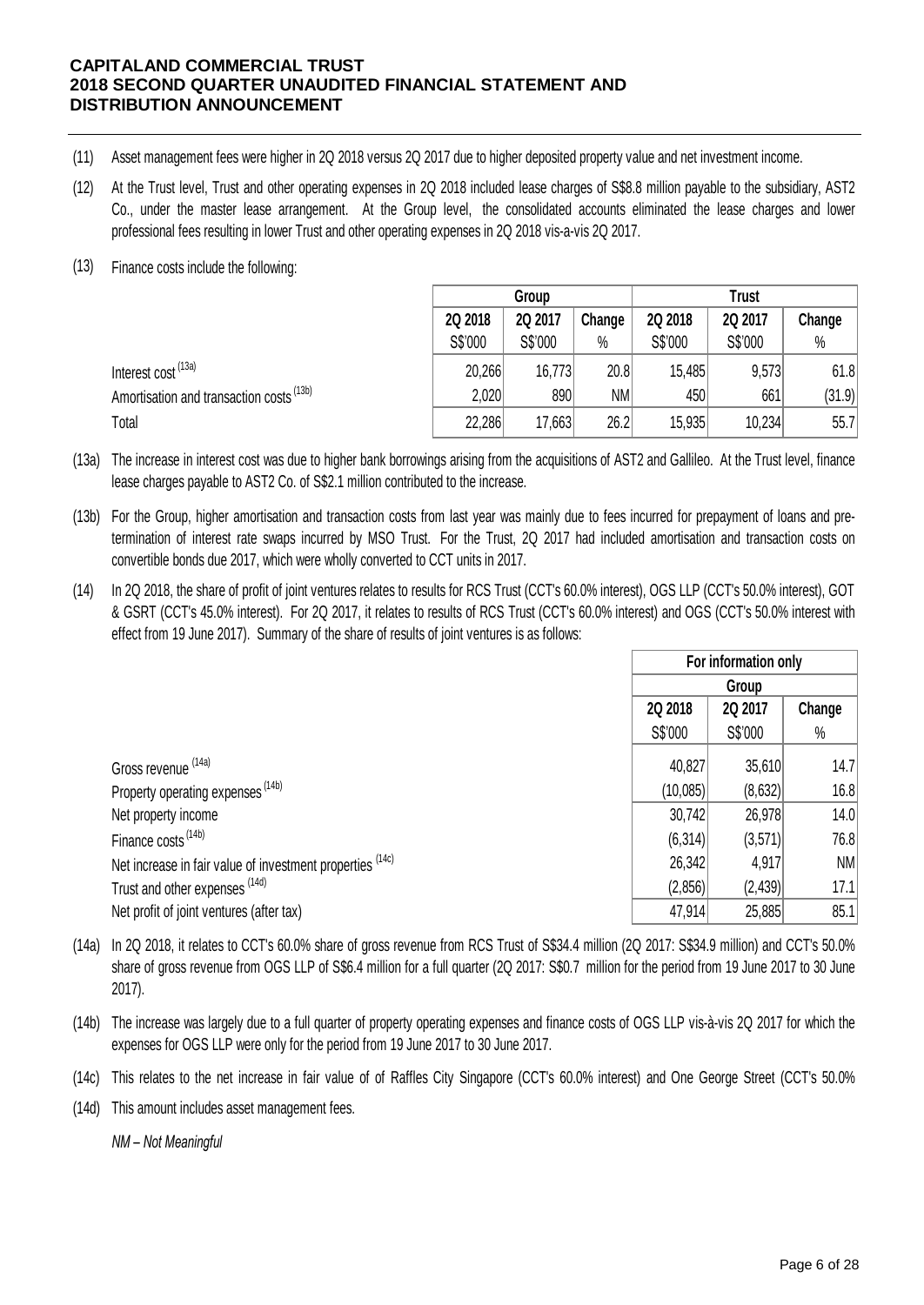(11) Asset management fees were higher in 2Q 2018 versus 2Q 2017 due to higher deposited property value and net investment income.

(12) At the Trust level, Trust and other operating expenses in 2Q 2018 included lease charges of S$8.8 million payable to the subsidiary, AST2 Co., under the master lease arrangement. At the Group level, the consolidated accounts eliminated the lease charges and lower professional fees resulting in lower Trust and other operating expenses in 2Q 2018 vis-a-vis 2Q 2017.

(13) Finance costs include the following:

| | Group | | | Trust | | |
|---|---|---|---|---|---|---|
| | 2Q 2018 | 2Q 2017 | Change | 2Q 2018 | 2Q 2017 | Change |
| | S$'000 | S$'000 | % | S$'000 | S$'000 | % |
| Interest cost (13a) | 20,266 | 16,773 | 20.8 | 15,485 | 9,573 | 61.8 |
| Amortisation and transaction costs (13b) | 2,020 | 890 | NM | 450 | 661 | (31.9) |
| Total | 22,286 | 17,663 | 26.2 | 15,935 | 10,234 | 55.7 |

(13a) The increase in interest cost was due to higher bank borrowings arising from the acquisitions of AST2 and Gallileo. At the Trust level, finance lease charges payable to AST2 Co. of S$2.1 million contributed to the increase.

(13b) For the Group, higher amortisation and transaction costs from last year was mainly due to fees incurred for prepayment of loans and pre-termination of interest rate swaps incurred by MSO Trust. For the Trust, 2Q 2017 had included amortisation and transaction costs on convertible bonds due 2017, which were wholly converted to CCT units in 2017.

(14) In 2Q 2018, the share of profit of joint ventures relates to results for RCS Trust (CCT's 60.0% interest), OGS LLP (CCT's 50.0% interest), GOT & GSRT (CCT's 45.0% interest). For 2Q 2017, it relates to results of RCS Trust (CCT's 60.0% interest) and OGS (CCT's 50.0% interest with effect from 19 June 2017). Summary of the share of results of joint ventures is as follows:

| | For information only | | |
|---|---|---|---|
| | Group | | |
| | 2Q 2018 | 2Q 2017 | Change |
| | S$'000 | S$'000 | % |
| Gross revenue (14a) | 40,827 | 35,610 | 14.7 |
| Property operating expenses (14b) | (10,085) | (8,632) | 16.8 |
| Net property income | 30,742 | 26,978 | 14.0 |
| Finance costs (14b) | (6,314) | (3,571) | 76.8 |
| Net increase in fair value of investment properties (14c) | 26,342 | 4,917 | NM |
| Trust and other expenses (14d) | (2,856) | (2,439) | 17.1 |
| Net profit of joint ventures (after tax) | 47,914 | 25,885 | 85.1 |

(14a) In 2Q 2018, it relates to CCT's 60.0% share of gross revenue from RCS Trust of S$34.4 million (2Q 2017: S$34.9 million) and CCT's 50.0% share of gross revenue from OGS LLP of S$6.4 million for a full quarter (2Q 2017: S$0.7 million for the period from 19 June 2017 to 30 June 2017).

(14b) The increase was largely due to a full quarter of property operating expenses and finance costs of OGS LLP vis-à-vis 2Q 2017 for which the expenses for OGS LLP were only for the period from 19 June 2017 to 30 June 2017.

(14c) This relates to the net increase in fair value of of Raffles City Singapore (CCT's 60.0% interest) and One George Street (CCT's 50.0%

(14d) This amount includes asset management fees.

*NM – Not Meaningful*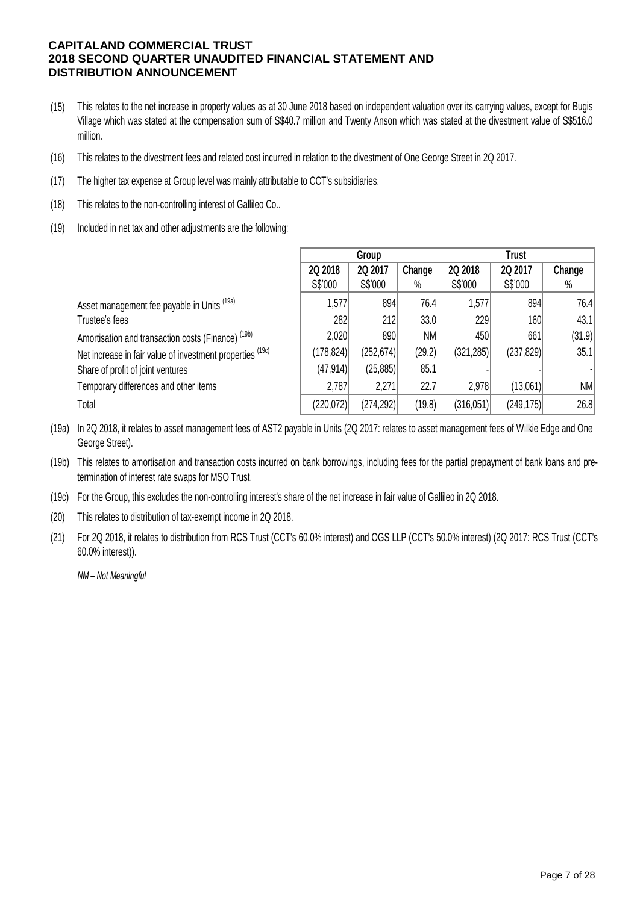(15) This relates to the net increase in property values as at 30 June 2018 based on independent valuation over its carrying values, except for Bugis Village which was stated at the compensation sum of S$40.7 million and Twenty Anson which was stated at the divestment value of S$516.0 million.

(16) This relates to the divestment fees and related cost incurred in relation to the divestment of One George Street in 2Q 2017.

(17) The higher tax expense at Group level was mainly attributable to CCT's subsidiaries.

(18) This relates to the non-controlling interest of Gallileo Co..

(19) Included in net tax and other adjustments are the following:

| | Group | | | Trust | | |
|---|---|---|---|---|---|---|
| | 2Q 2018 | 2Q 2017 | Change | 2Q 2018 | 2Q 2017 | Change |
| | S$'000 | S$'000 | % | S$'000 | S$'000 | % |
| Asset management fee payable in Units (19a) | 1,577 | 894 | 76.4 | 1,577 | 894 | 76.4 |
| Trustee's fees | 282 | 212 | 33.0 | 229 | 160 | 43.1 |
| Amortisation and transaction costs (Finance) (19b) | 2,020 | 890 | NM | 450 | 661 | (31.9) |
| Net increase in fair value of investment properties (19c) | (178,824) | (252,674) | (29.2) | (321,285) | (237,829) | 35.1 |
| Share of profit of joint ventures | (47,914) | (25,885) | 85.1 | - | - | - |
| Temporary differences and other items | 2,787 | 2,271 | 22.7 | 2,978 | (13,061) | NM |
| Total | (220,072) | (274,292) | (19.8) | (316,051) | (249,175) | 26.8 |

(19a) In 2Q 2018, it relates to asset management fees of AST2 payable in Units (2Q 2017: relates to asset management fees of Wilkie Edge and One George Street).

(19b) This relates to amortisation and transaction costs incurred on bank borrowings, including fees for the partial prepayment of bank loans and pre-termination of interest rate swaps for MSO Trust.

(19c) For the Group, this excludes the non-controlling interest's share of the net increase in fair value of Gallileo in 2Q 2018.

(20) This relates to distribution of tax-exempt income in 2Q 2018.

(21) For 2Q 2018, it relates to distribution from RCS Trust (CCT's 60.0% interest) and OGS LLP (CCT's 50.0% interest) (2Q 2017: RCS Trust (CCT's 60.0% interest)).

*NM – Not Meaningful*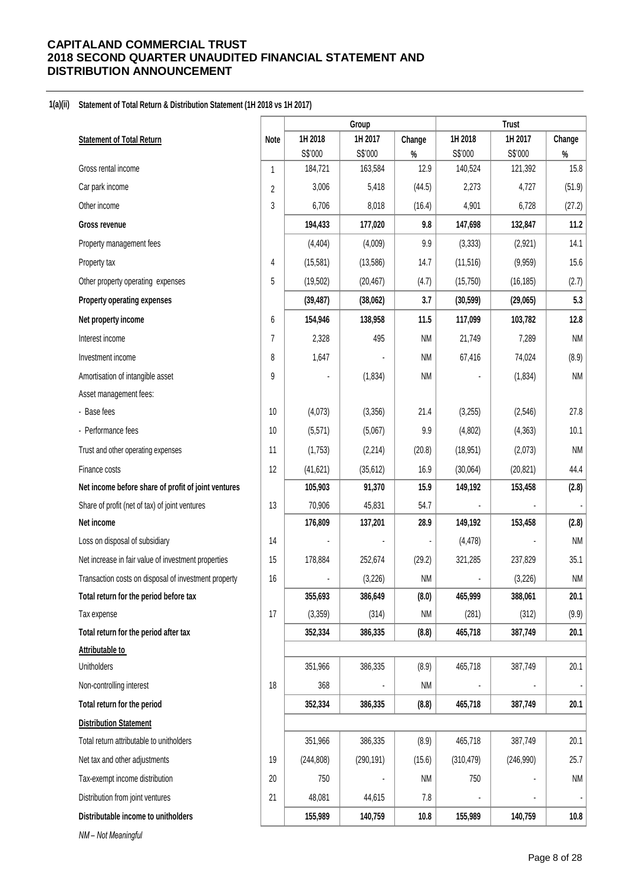# CAPITALAND COMMERCIAL TRUST
# 2018 SECOND QUARTER UNAUDITED FINANCIAL STATEMENT AND DISTRIBUTION ANNOUNCEMENT

**1(a)(ii) Statement of Total Return & Distribution Statement (1H 2018 vs 1H 2017)**

| | | Group | | | Trust | | |
|---|---|---|---|---|---|---|---|
| **Statement of Total Return** | **Note** | **1H 2018** | **1H 2017** | **Change** | **1H 2018** | **1H 2017** | **Change** |
| | | S$'000 | S$'000 | % | S$'000 | S$'000 | % |
| Gross rental income | 1 | 184,721 | 163,584 | 12.9 | 140,524 | 121,392 | 15.8 |
| Car park income | 2 | 3,006 | 5,418 | (44.5) | 2,273 | 4,727 | (51.9) |
| Other income | 3 | 6,706 | 8,018 | (16.4) | 4,901 | 6,728 | (27.2) |
| **Gross revenue** | | **194,433** | **177,020** | **9.8** | **147,698** | **132,847** | **11.2** |
| Property management fees | | (4,404) | (4,009) | 9.9 | (3,333) | (2,921) | 14.1 |
| Property tax | 4 | (15,581) | (13,586) | 14.7 | (11,516) | (9,959) | 15.6 |
| Other property operating expenses | 5 | (19,502) | (20,467) | (4.7) | (15,750) | (16,185) | (2.7) |
| **Property operating expenses** | | **(39,487)** | **(38,062)** | **3.7** | **(30,599)** | **(29,065)** | **5.3** |
| **Net property income** | 6 | **154,946** | **138,958** | **11.5** | **117,099** | **103,782** | **12.8** |
| Interest income | 7 | 2,328 | 495 | NM | 21,749 | 7,289 | NM |
| Investment income | 8 | 1,647 | - | NM | 67,416 | 74,024 | (8.9) |
| Amortisation of intangible asset | 9 | - | (1,834) | NM | - | (1,834) | NM |
| Asset management fees: | | | | | | | |
| - Base fees | 10 | (4,073) | (3,356) | 21.4 | (3,255) | (2,546) | 27.8 |
| - Performance fees | 10 | (5,571) | (5,067) | 9.9 | (4,802) | (4,363) | 10.1 |
| Trust and other operating expenses | 11 | (1,753) | (2,214) | (20.8) | (18,951) | (2,073) | NM |
| Finance costs | 12 | (41,621) | (35,612) | 16.9 | (30,064) | (20,821) | 44.4 |
| **Net income before share of profit of joint ventures** | | **105,903** | **91,370** | **15.9** | **149,192** | **153,458** | **(2.8)** |
| Share of profit (net of tax) of joint ventures | 13 | 70,906 | 45,831 | 54.7 | - | - | - |
| **Net income** | | **176,809** | **137,201** | **28.9** | **149,192** | **153,458** | **(2.8)** |
| Loss on disposal of subsidiary | 14 | - | - | - | (4,478) | - | NM |
| Net increase in fair value of investment properties | 15 | 178,884 | 252,674 | (29.2) | 321,285 | 237,829 | 35.1 |
| Transaction costs on disposal of investment property | 16 | - | (3,226) | NM | - | (3,226) | NM |
| **Total return for the period before tax** | | **355,693** | **386,649** | **(8.0)** | **465,999** | **388,061** | **20.1** |
| Tax expense | 17 | (3,359) | (314) | NM | (281) | (312) | (9.9) |
| **Total return for the period after tax** | | **352,334** | **386,335** | **(8.8)** | **465,718** | **387,749** | **20.1** |
| **Attributable to** | | | | | | | |
| Unitholders | | 351,966 | 386,335 | (8.9) | 465,718 | 387,749 | 20.1 |
| Non-controlling interest | 18 | 368 | - | NM | - | - | - |
| **Total return for the period** | | **352,334** | **386,335** | **(8.8)** | **465,718** | **387,749** | **20.1** |
| **Distribution Statement** | | | | | | | |
| Total return attributable to unitholders | | 351,966 | 386,335 | (8.9) | 465,718 | 387,749 | 20.1 |
| Net tax and other adjustments | 19 | (244,808) | (290,191) | (15.6) | (310,479) | (246,990) | 25.7 |
| Tax-exempt income distribution | 20 | 750 | - | NM | 750 | - | NM |
| Distribution from joint ventures | 21 | 48,081 | 44,615 | 7.8 | - | - | - |
| **Distributable income to unitholders** | | **155,989** | **140,759** | **10.8** | **155,989** | **140,759** | **10.8** |

*NM – Not Meaningful*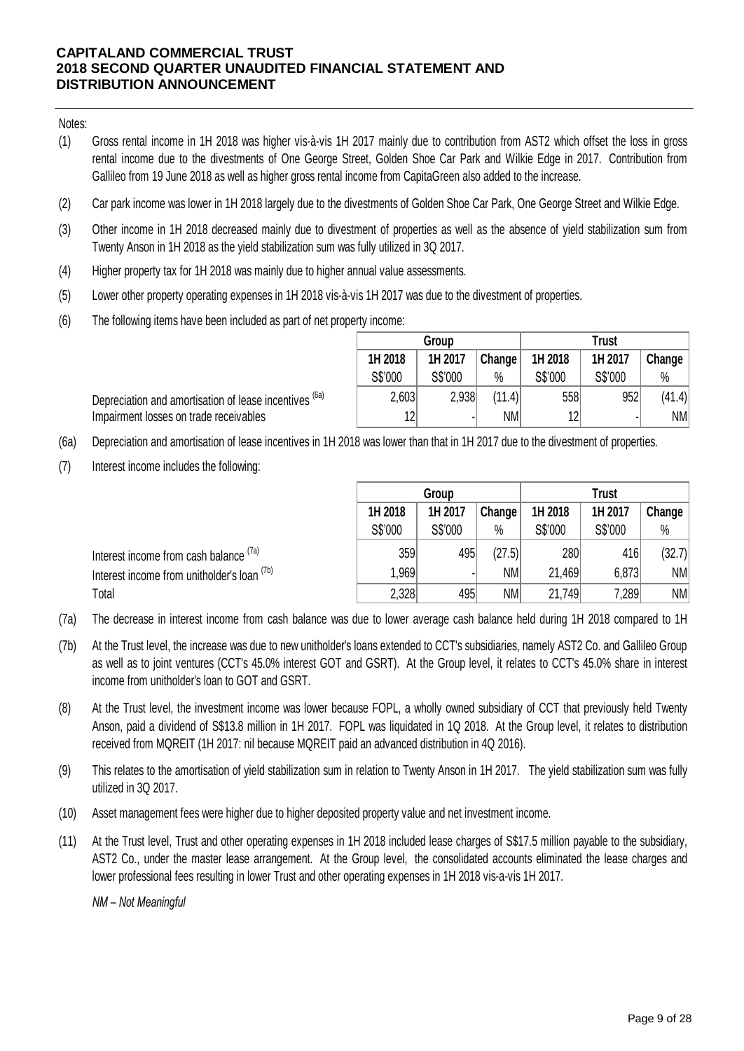Notes:

(1) Gross rental income in 1H 2018 was higher vis-à-vis 1H 2017 mainly due to contribution from AST2 which offset the loss in gross rental income due to the divestments of One George Street, Golden Shoe Car Park and Wilkie Edge in 2017. Contribution from Gallileo from 19 June 2018 as well as higher gross rental income from CapitaGreen also added to the increase.

(2) Car park income was lower in 1H 2018 largely due to the divestments of Golden Shoe Car Park, One George Street and Wilkie Edge.

(3) Other income in 1H 2018 decreased mainly due to divestment of properties as well as the absence of yield stabilization sum from Twenty Anson in 1H 2018 as the yield stabilization sum was fully utilized in 3Q 2017.

(4) Higher property tax for 1H 2018 was mainly due to higher annual value assessments.

(5) Lower other property operating expenses in 1H 2018 vis-à-vis 1H 2017 was due to the divestment of properties.

(6) The following items have been included as part of net property income:

| | Group | | | Trust | | |
|---|---|---|---|---|---|---|
| | 1H 2018 | 1H 2017 | Change | 1H 2018 | 1H 2017 | Change |
| | S$'000 | S$'000 | % | S$'000 | S$'000 | % |
| Depreciation and amortisation of lease incentives [(6a)] | 2,603 | 2,938 | (11.4) | 558 | 952 | (41.4) |
| Impairment losses on trade receivables | 12 | - | NM | 12 | - | NM |

(6a) Depreciation and amortisation of lease incentives in 1H 2018 was lower than that in 1H 2017 due to the divestment of properties.

(7) Interest income includes the following:

| | Group | | | Trust | | |
|---|---|---|---|---|---|---|
| | 1H 2018 | 1H 2017 | Change | 1H 2018 | 1H 2017 | Change |
| | S$'000 | S$'000 | % | S$'000 | S$'000 | % |
| Interest income from cash balance [(7a)] | 359 | 495 | (27.5) | 280 | 416 | (32.7) |
| Interest income from unitholder's loan [(7b)] | 1,969 | - | NM | 21,469 | 6,873 | NM |
| Total | 2,328 | 495 | NM | 21,749 | 7,289 | NM |

(7a) The decrease in interest income from cash balance was due to lower average cash balance held during 1H 2018 compared to 1H

(7b) At the Trust level, the increase was due to new unitholder's loans extended to CCT's subsidiaries, namely AST2 Co. and Gallileo Group as well as to joint ventures (CCT's 45.0% interest GOT and GSRT). At the Group level, it relates to CCT's 45.0% share in interest income from unitholder's loan to GOT and GSRT.

(8) At the Trust level, the investment income was lower because FOPL, a wholly owned subsidiary of CCT that previously held Twenty Anson, paid a dividend of S$13.8 million in 1H 2017. FOPL was liquidated in 1Q 2018. At the Group level, it relates to distribution received from MQREIT (1H 2017: nil because MQREIT paid an advanced distribution in 4Q 2016).

(9) This relates to the amortisation of yield stabilization sum in relation to Twenty Anson in 1H 2017. The yield stabilization sum was fully utilized in 3Q 2017.

(10) Asset management fees were higher due to higher deposited property value and net investment income.

(11) At the Trust level, Trust and other operating expenses in 1H 2018 included lease charges of S$17.5 million payable to the subsidiary, AST2 Co., under the master lease arrangement. At the Group level, the consolidated accounts eliminated the lease charges and lower professional fees resulting in lower Trust and other operating expenses in 1H 2018 vis-a-vis 1H 2017.

*NM – Not Meaningful*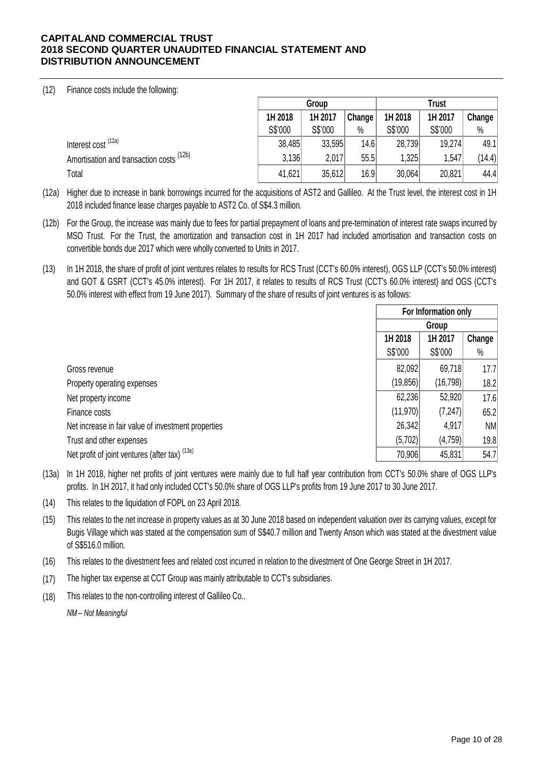(12) Finance costs include the following:

| | Group | | | Trust | | |
|---|---|---|---|---|---|---|
| | 1H 2018 | 1H 2017 | Change | 1H 2018 | 1H 2017 | Change |
| | S$'000 | S$'000 | % | S$'000 | S$'000 | % |
| Interest cost [12a] | 38,485 | 33,595 | 14.6 | 28,739 | 19,274 | 49.1 |
| Amortisation and transaction costs [12b] | 3,136 | 2,017 | 55.5 | 1,325 | 1,547 | (14.4) |
| Total | 41,621 | 35,612 | 16.9 | 30,064 | 20,821 | 44.4 |

(12a) Higher due to increase in bank borrowings incurred for the acquisitions of AST2 and Gallileo. At the Trust level, the interest cost in 1H 2018 included finance lease charges payable to AST2 Co. of S$4.3 million.

(12b) For the Group, the increase was mainly due to fees for partial prepayment of loans and pre-termination of interest rate swaps incurred by MSO Trust. For the Trust, the amortization and transaction cost in 1H 2017 had included amortisation and transaction costs on convertible bonds due 2017 which were wholly converted to Units in 2017.

(13) In 1H 2018, the share of profit of joint ventures relates to results for RCS Trust (CCT's 60.0% interest), OGS LLP (CCT's 50.0% interest) and GOT & GSRT (CCT's 45.0% interest). For 1H 2017, it relates to results of RCS Trust (CCT's 60.0% interest) and OGS (CCT's 50.0% interest with effect from 19 June 2017). Summary of the share of results of joint ventures is as follows:

| | For Information only | | |
|---|---|---|---|
| | Group | | |
| | 1H 2018 | 1H 2017 | Change |
| | S$'000 | S$'000 | % |
| Gross revenue | 82,092 | 69,718 | 17.7 |
| Property operating expenses | (19,856) | (16,798) | 18.2 |
| Net property income | 62,236 | 52,920 | 17.6 |
| Finance costs | (11,970) | (7,247) | 65.2 |
| Net increase in fair value of investment properties | 26,342 | 4,917 | NM |
| Trust and other expenses | (5,702) | (4,759) | 19.8 |
| Net profit of joint ventures (after tax) [13a] | 70,906 | 45,831 | 54.7 |

(13a) In 1H 2018, higher net profits of joint ventures were mainly due to full half year contribution from CCT's 50.0% share of OGS LLP's profits. In 1H 2017, it had only included CCT's 50.0% share of OGS LLP's profits from 19 June 2017 to 30 June 2017.

(14) This relates to the liquidation of FOPL on 23 April 2018.

(15) This relates to the net increase in property values as at 30 June 2018 based on independent valuation over its carrying values, except for Bugis Village which was stated at the compensation sum of S$40.7 million and Twenty Anson which was stated at the divestment value of S$516.0 million.

(16) This relates to the divestment fees and related cost incurred in relation to the divestment of One George Street in 1H 2017.

(17) The higher tax expense at CCT Group was mainly attributable to CCT's subsidiaries.

(18) This relates to the non-controlling interest of Gallileo Co..

*NM – Not Meaningful*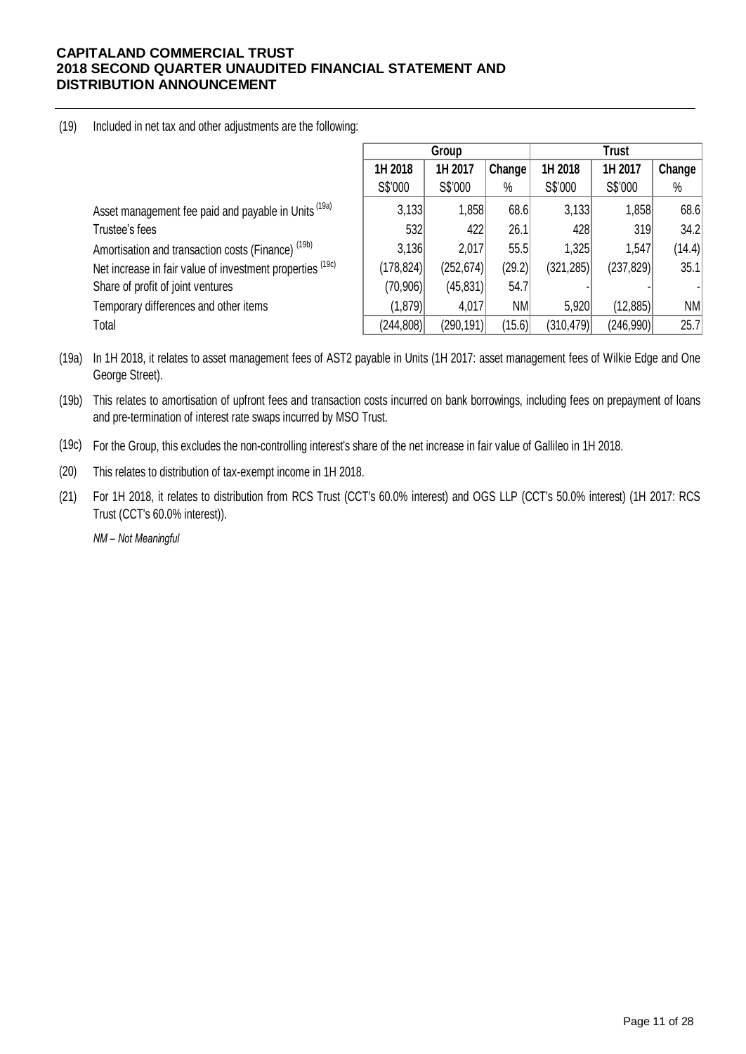(19) Included in net tax and other adjustments are the following:

| | Group | | | Trust | | |
|---|---|---|---|---|---|---|
| | 1H 2018 | 1H 2017 | Change | 1H 2018 | 1H 2017 | Change |
| | S$'000 | S$'000 | % | S$'000 | S$'000 | % |
| Asset management fee paid and payable in Units [19a] | 3,133 | 1,858 | 68.6 | 3,133 | 1,858 | 68.6 |
| Trustee's fees | 532 | 422 | 26.1 | 428 | 319 | 34.2 |
| Amortisation and transaction costs (Finance) [19b] | 3,136 | 2,017 | 55.5 | 1,325 | 1,547 | (14.4) |
| Net increase in fair value of investment properties [19c] | (178,824) | (252,674) | (29.2) | (321,285) | (237,829) | 35.1 |
| Share of profit of joint ventures | (70,906) | (45,831) | 54.7 | - | - | - |
| Temporary differences and other items | (1,879) | 4,017 | NM | 5,920 | (12,885) | NM |
| Total | (244,808) | (290,191) | (15.6) | (310,479) | (246,990) | 25.7 |

(19a) In 1H 2018, it relates to asset management fees of AST2 payable in Units (1H 2017: asset management fees of Wilkie Edge and One George Street).

(19b) This relates to amortisation of upfront fees and transaction costs incurred on bank borrowings, including fees on prepayment of loans and pre-termination of interest rate swaps incurred by MSO Trust.

(19c) For the Group, this excludes the non-controlling interest's share of the net increase in fair value of Gallileo in 1H 2018.

(20) This relates to distribution of tax-exempt income in 1H 2018.

(21) For 1H 2018, it relates to distribution from RCS Trust (CCT's 60.0% interest) and OGS LLP (CCT's 50.0% interest) (1H 2017: RCS Trust (CCT's 60.0% interest)).

*NM – Not Meaningful*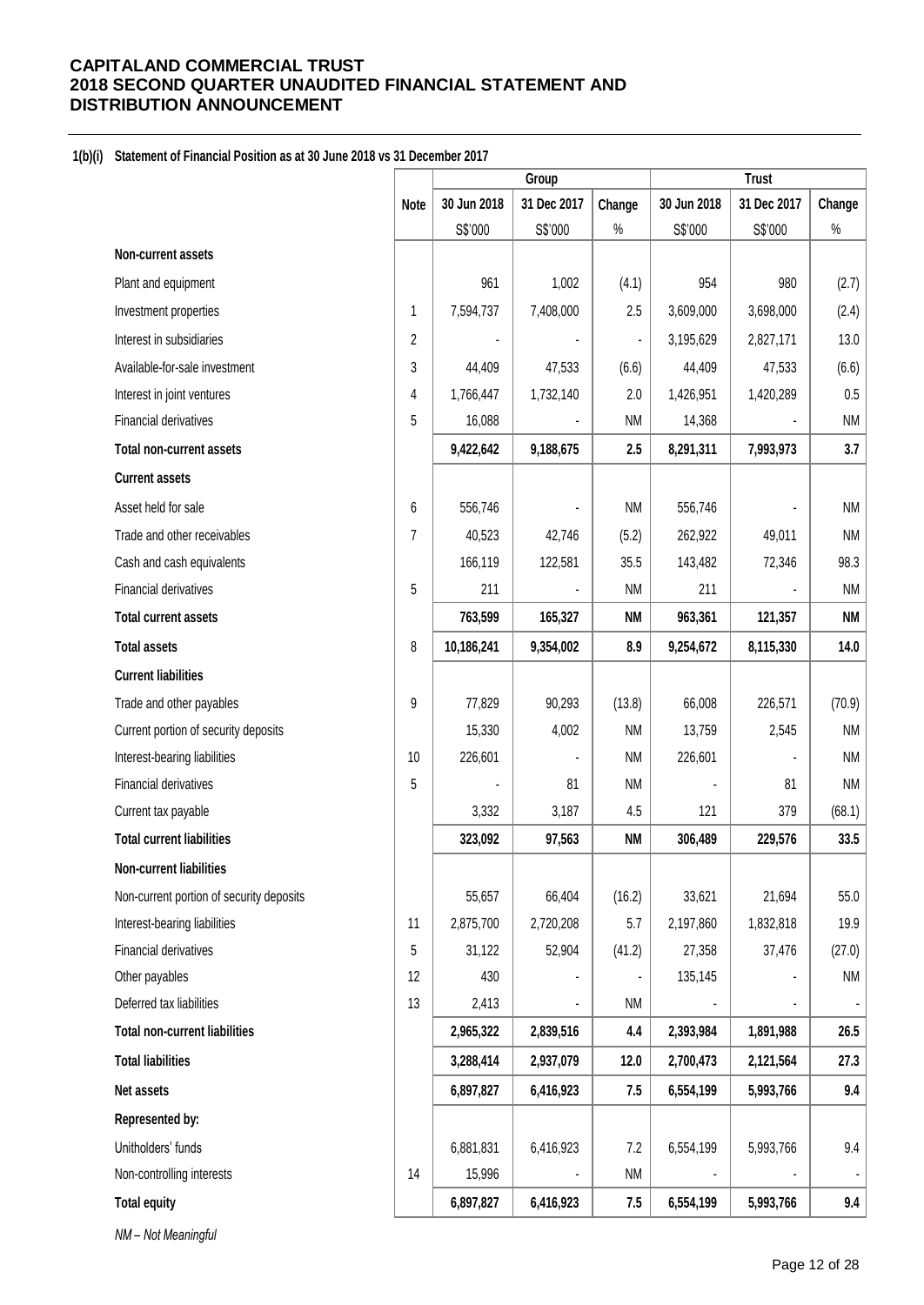**CAPITALAND COMMERCIAL TRUST**
**2018 SECOND QUARTER UNAUDITED FINANCIAL STATEMENT AND DISTRIBUTION ANNOUNCEMENT**

**1(b)(i) Statement of Financial Position as at 30 June 2018 vs 31 December 2017**

| | Note | Group | | | Trust | | |
|---|---|---|---|---|---|---|---|
| | | 30 Jun 2018 | 31 Dec 2017 | Change | 30 Jun 2018 | 31 Dec 2017 | Change |
| | | S$'000 | S$'000 | % | S$'000 | S$'000 | % |
| **Non-current assets** | | | | | | | |
| Plant and equipment | | 961 | 1,002 | (4.1) | 954 | 980 | (2.7) |
| Investment properties | 1 | 7,594,737 | 7,408,000 | 2.5 | 3,609,000 | 3,698,000 | (2.4) |
| Interest in subsidiaries | 2 | - | - | - | 3,195,629 | 2,827,171 | 13.0 |
| Available-for-sale investment | 3 | 44,409 | 47,533 | (6.6) | 44,409 | 47,533 | (6.6) |
| Interest in joint ventures | 4 | 1,766,447 | 1,732,140 | 2.0 | 1,426,951 | 1,420,289 | 0.5 |
| Financial derivatives | 5 | 16,088 | - | NM | 14,368 | - | NM |
| **Total non-current assets** | | **9,422,642** | **9,188,675** | **2.5** | **8,291,311** | **7,993,973** | **3.7** |
| **Current assets** | | | | | | | |
| Asset held for sale | 6 | 556,746 | - | NM | 556,746 | - | NM |
| Trade and other receivables | 7 | 40,523 | 42,746 | (5.2) | 262,922 | 49,011 | NM |
| Cash and cash equivalents | | 166,119 | 122,581 | 35.5 | 143,482 | 72,346 | 98.3 |
| Financial derivatives | 5 | 211 | - | NM | 211 | - | NM |
| **Total current assets** | | **763,599** | **165,327** | **NM** | **963,361** | **121,357** | **NM** |
| **Total assets** | 8 | **10,186,241** | **9,354,002** | **8.9** | **9,254,672** | **8,115,330** | **14.0** |
| **Current liabilities** | | | | | | | |
| Trade and other payables | 9 | 77,829 | 90,293 | (13.8) | 66,008 | 226,571 | (70.9) |
| Current portion of security deposits | | 15,330 | 4,002 | NM | 13,759 | 2,545 | NM |
| Interest-bearing liabilities | 10 | 226,601 | - | NM | 226,601 | - | NM |
| Financial derivatives | 5 | - | 81 | NM | - | 81 | NM |
| Current tax payable | | 3,332 | 3,187 | 4.5 | 121 | 379 | (68.1) |
| **Total current liabilities** | | **323,092** | **97,563** | **NM** | **306,489** | **229,576** | **33.5** |
| **Non-current liabilities** | | | | | | | |
| Non-current portion of security deposits | | 55,657 | 66,404 | (16.2) | 33,621 | 21,694 | 55.0 |
| Interest-bearing liabilities | 11 | 2,875,700 | 2,720,208 | 5.7 | 2,197,860 | 1,832,818 | 19.9 |
| Financial derivatives | 5 | 31,122 | 52,904 | (41.2) | 27,358 | 37,476 | (27.0) |
| Other payables | 12 | 430 | - | - | 135,145 | - | NM |
| Deferred tax liabilities | 13 | 2,413 | - | NM | - | - | - |
| **Total non-current liabilities** | | **2,965,322** | **2,839,516** | **4.4** | **2,393,984** | **1,891,988** | **26.5** |
| **Total liabilities** | | **3,288,414** | **2,937,079** | **12.0** | **2,700,473** | **2,121,564** | **27.3** |
| **Net assets** | | **6,897,827** | **6,416,923** | **7.5** | **6,554,199** | **5,993,766** | **9.4** |
| **Represented by:** | | | | | | | |
| Unitholders' funds | | 6,881,831 | 6,416,923 | 7.2 | 6,554,199 | 5,993,766 | 9.4 |
| Non-controlling interests | 14 | 15,996 | - | NM | - | - | - |
| **Total equity** | | **6,897,827** | **6,416,923** | **7.5** | **6,554,199** | **5,993,766** | **9.4** |

*NM – Not Meaningful*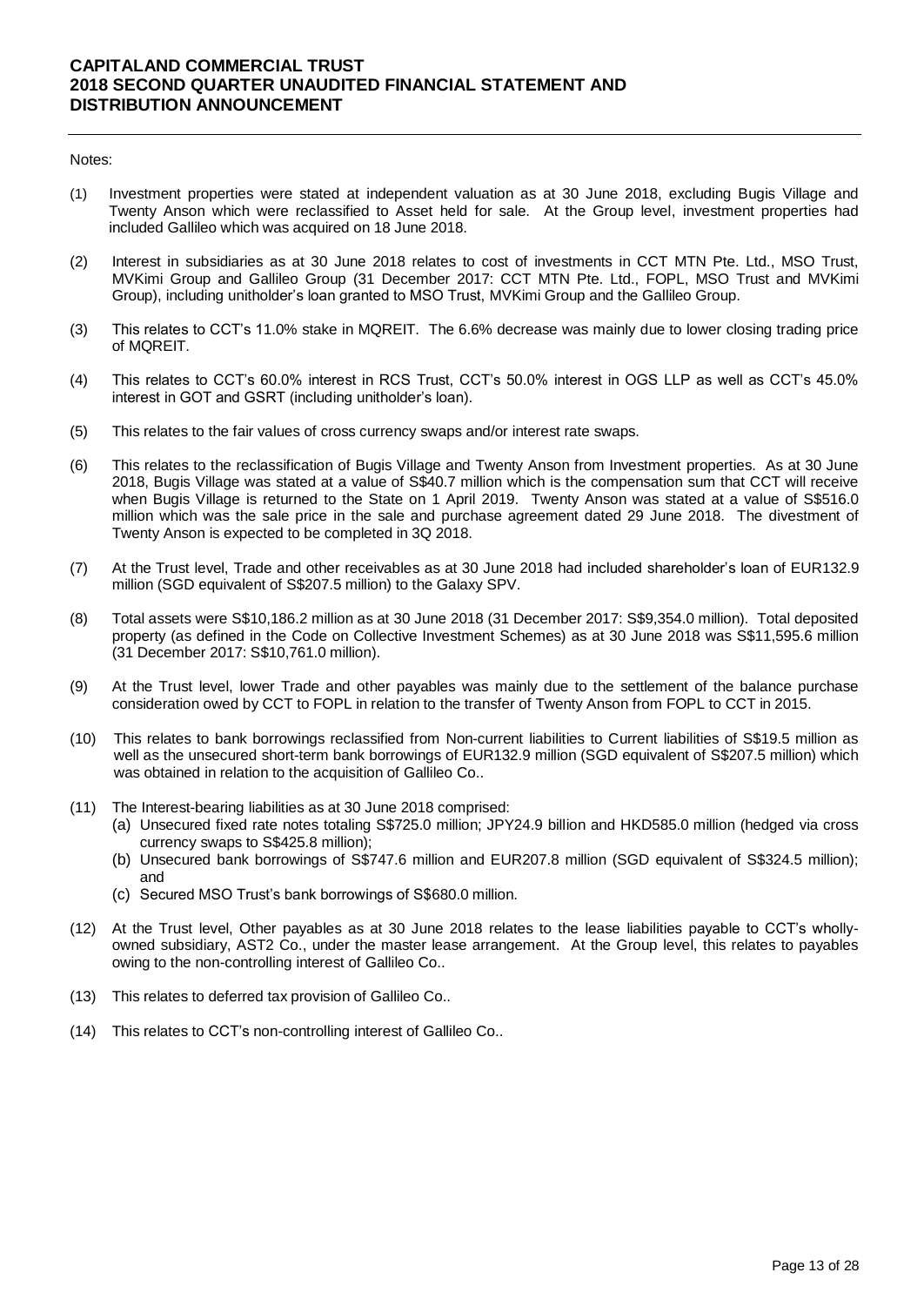Notes:

(1) Investment properties were stated at independent valuation as at 30 June 2018, excluding Bugis Village and Twenty Anson which were reclassified to Asset held for sale. At the Group level, investment properties had included Gallileo which was acquired on 18 June 2018.

(2) Interest in subsidiaries as at 30 June 2018 relates to cost of investments in CCT MTN Pte. Ltd., MSO Trust, MVKimi Group and Gallileo Group (31 December 2017: CCT MTN Pte. Ltd., FOPL, MSO Trust and MVKimi Group), including unitholder's loan granted to MSO Trust, MVKimi Group and the Gallileo Group.

(3) This relates to CCT's 11.0% stake in MQREIT. The 6.6% decrease was mainly due to lower closing trading price of MQREIT.

(4) This relates to CCT's 60.0% interest in RCS Trust, CCT's 50.0% interest in OGS LLP as well as CCT's 45.0% interest in GOT and GSRT (including unitholder's loan).

(5) This relates to the fair values of cross currency swaps and/or interest rate swaps.

(6) This relates to the reclassification of Bugis Village and Twenty Anson from Investment properties. As at 30 June 2018, Bugis Village was stated at a value of S$40.7 million which is the compensation sum that CCT will receive when Bugis Village is returned to the State on 1 April 2019. Twenty Anson was stated at a value of S$516.0 million which was the sale price in the sale and purchase agreement dated 29 June 2018. The divestment of Twenty Anson is expected to be completed in 3Q 2018.

(7) At the Trust level, Trade and other receivables as at 30 June 2018 had included shareholder's loan of EUR132.9 million (SGD equivalent of S$207.5 million) to the Galaxy SPV.

(8) Total assets were S$10,186.2 million as at 30 June 2018 (31 December 2017: S$9,354.0 million). Total deposited property (as defined in the Code on Collective Investment Schemes) as at 30 June 2018 was S$11,595.6 million (31 December 2017: S$10,761.0 million).

(9) At the Trust level, lower Trade and other payables was mainly due to the settlement of the balance purchase consideration owed by CCT to FOPL in relation to the transfer of Twenty Anson from FOPL to CCT in 2015.

(10) This relates to bank borrowings reclassified from Non-current liabilities to Current liabilities of S$19.5 million as well as the unsecured short-term bank borrowings of EUR132.9 million (SGD equivalent of S$207.5 million) which was obtained in relation to the acquisition of Gallileo Co..

(11) The Interest-bearing liabilities as at 30 June 2018 comprised:
   (a) Unsecured fixed rate notes totaling S$725.0 million; JPY24.9 billion and HKD585.0 million (hedged via cross currency swaps to S$425.8 million);
   (b) Unsecured bank borrowings of S$747.6 million and EUR207.8 million (SGD equivalent of S$324.5 million); and
   (c) Secured MSO Trust's bank borrowings of S$680.0 million.

(12) At the Trust level, Other payables as at 30 June 2018 relates to the lease liabilities payable to CCT's wholly-owned subsidiary, AST2 Co., under the master lease arrangement. At the Group level, this relates to payables owing to the non-controlling interest of Gallileo Co..

(13) This relates to deferred tax provision of Gallileo Co..

(14) This relates to CCT's non-controlling interest of Gallileo Co..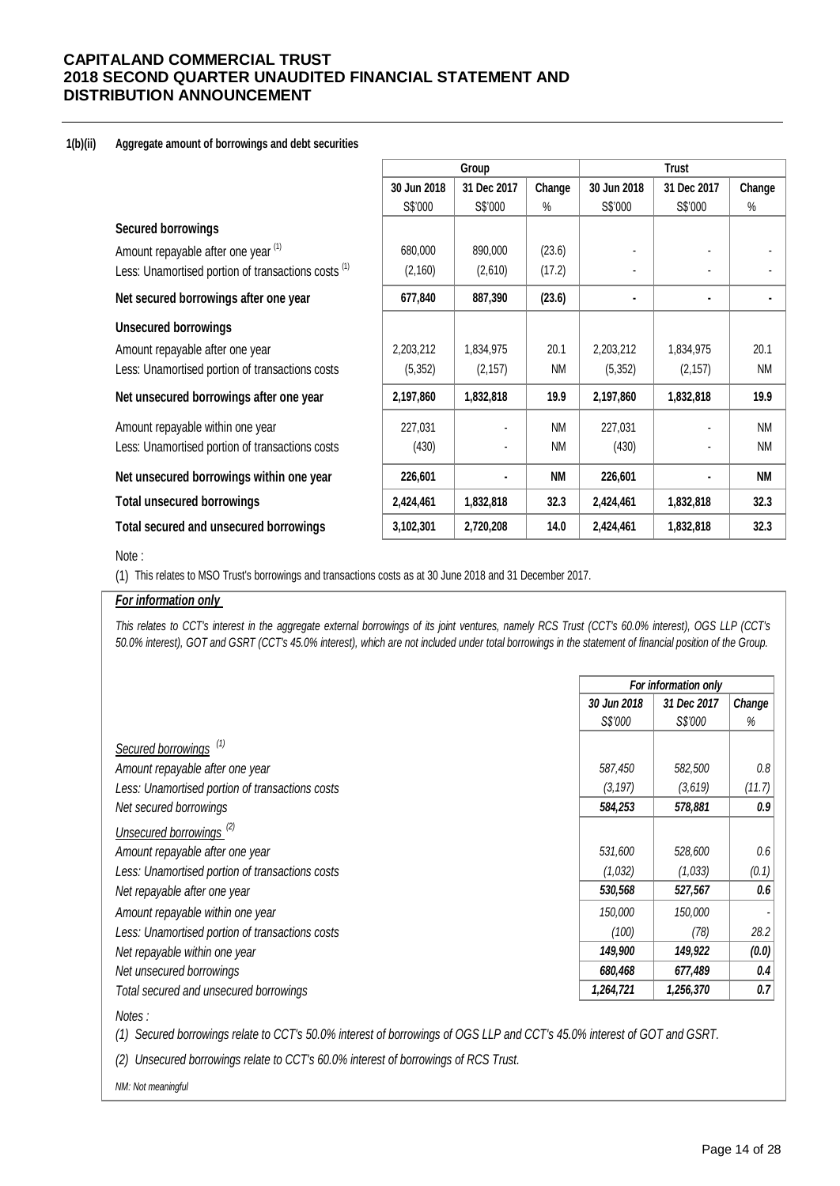**CAPITALAND COMMERCIAL TRUST**
**2018 SECOND QUARTER UNAUDITED FINANCIAL STATEMENT AND DISTRIBUTION ANNOUNCEMENT**

**1(b)(ii) Aggregate amount of borrowings and debt securities**

| | Group | | | Trust | | |
|---|---|---|---|---|---|---|
| | 30 Jun 2018 | 31 Dec 2017 | Change | 30 Jun 2018 | 31 Dec 2017 | Change |
| | S$'000 | S$'000 | % | S$'000 | S$'000 | % |
| **Secured borrowings** | | | | | | |
| Amount repayable after one year (1) | 680,000 | 890,000 | (23.6) | - | - | - |
| Less: Unamortised portion of transactions costs (1) | (2,160) | (2,610) | (17.2) | - | - | - |
| **Net secured borrowings after one year** | **677,840** | **887,390** | **(23.6)** | **-** | **-** | **-** |
| **Unsecured borrowings** | | | | | | |
| Amount repayable after one year | 2,203,212 | 1,834,975 | 20.1 | 2,203,212 | 1,834,975 | 20.1 |
| Less: Unamortised portion of transactions costs | (5,352) | (2,157) | NM | (5,352) | (2,157) | NM |
| **Net unsecured borrowings after one year** | **2,197,860** | **1,832,818** | **19.9** | **2,197,860** | **1,832,818** | **19.9** |
| Amount repayable within one year | 227,031 | - | NM | 227,031 | - | NM |
| Less: Unamortised portion of transactions costs | (430) | - | NM | (430) | - | NM |
| **Net unsecured borrowings within one year** | **226,601** | **-** | **NM** | **226,601** | **-** | **NM** |
| **Total unsecured borrowings** | **2,424,461** | **1,832,818** | **32.3** | **2,424,461** | **1,832,818** | **32.3** |
| **Total secured and unsecured borrowings** | **3,102,301** | **2,720,208** | **14.0** | **2,424,461** | **1,832,818** | **32.3** |

Note :

(1) This relates to MSO Trust's borrowings and transactions costs as at 30 June 2018 and 31 December 2017.

***For information only***

*This relates to CCT's interest in the aggregate external borrowings of its joint ventures, namely RCS Trust (CCT's 60.0% interest), OGS LLP (CCT's 50.0% interest), GOT and GSRT (CCT's 45.0% interest), which are not included under total borrowings in the statement of financial position of the Group.*

| | *For information only* | | |
|---|---|---|---|
| | *30 Jun 2018* | *31 Dec 2017* | *Change* |
| | *S$'000* | *S$'000* | *%* |
| *Secured borrowings (1)* | | | |
| *Amount repayable after one year* | *587,450* | *582,500* | *0.8* |
| *Less: Unamortised portion of transactions costs* | *(3,197)* | *(3,619)* | *(11.7)* |
| *Net secured borrowings* | ***584,253*** | ***578,881*** | ***0.9*** |
| *Unsecured borrowings (2)* | | | |
| *Amount repayable after one year* | *531,600* | *528,600* | *0.6* |
| *Less: Unamortised portion of transactions costs* | *(1,032)* | *(1,033)* | *(0.1)* |
| *Net repayable after one year* | ***530,568*** | ***527,567*** | ***0.6*** |
| *Amount repayable within one year* | *150,000* | *150,000* | *-* |
| *Less: Unamortised portion of transactions costs* | *(100)* | *(78)* | *28.2* |
| *Net repayable within one year* | ***149,900*** | ***149,922*** | ***(0.0)*** |
| *Net unsecured borrowings* | ***680,468*** | ***677,489*** | ***0.4*** |
| *Total secured and unsecured borrowings* | ***1,264,721*** | ***1,256,370*** | ***0.7*** |

*Notes :*

*(1) Secured borrowings relate to CCT's 50.0% interest of borrowings of OGS LLP and CCT's 45.0% interest of GOT and GSRT.*

*(2) Unsecured borrowings relate to CCT's 60.0% interest of borrowings of RCS Trust.*

*NM: Not meaningful*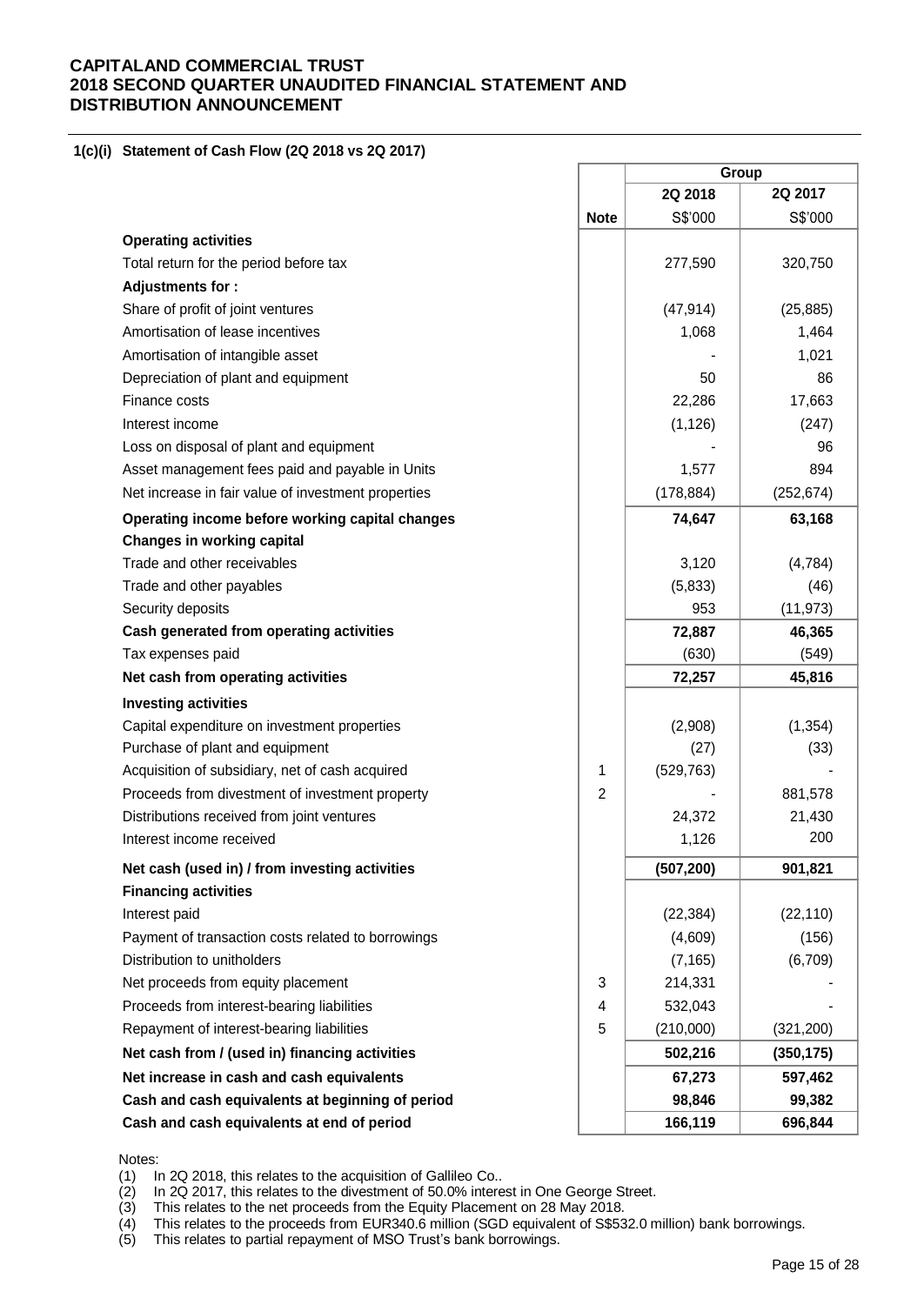**CAPITALAND COMMERCIAL TRUST**
**2018 SECOND QUARTER UNAUDITED FINANCIAL STATEMENT AND DISTRIBUTION ANNOUNCEMENT**

### 1(c)(i) Statement of Cash Flow (2Q 2018 vs 2Q 2017)

| | | Group | |
|---|---|---|---|
| | | **2Q 2018** | **2Q 2017** |
| | **Note** | S$'000 | S$'000 |
| **Operating activities** | | | |
| Total return for the period before tax | | 277,590 | 320,750 |
| **Adjustments for :** | | | |
| Share of profit of joint ventures | | (47,914) | (25,885) |
| Amortisation of lease incentives | | 1,068 | 1,464 |
| Amortisation of intangible asset | | - | 1,021 |
| Depreciation of plant and equipment | | 50 | 86 |
| Finance costs | | 22,286 | 17,663 |
| Interest income | | (1,126) | (247) |
| Loss on disposal of plant and equipment | | - | 96 |
| Asset management fees paid and payable in Units | | 1,577 | 894 |
| Net increase in fair value of investment properties | | (178,884) | (252,674) |
| **Operating income before working capital changes** | | **74,647** | **63,168** |
| **Changes in working capital** | | | |
| Trade and other receivables | | 3,120 | (4,784) |
| Trade and other payables | | (5,833) | (46) |
| Security deposits | | 953 | (11,973) |
| **Cash generated from operating activities** | | **72,887** | **46,365** |
| Tax expenses paid | | (630) | (549) |
| **Net cash from operating activities** | | **72,257** | **45,816** |
| **Investing activities** | | | |
| Capital expenditure on investment properties | | (2,908) | (1,354) |
| Purchase of plant and equipment | | (27) | (33) |
| Acquisition of subsidiary, net of cash acquired | 1 | (529,763) | - |
| Proceeds from divestment of investment property | 2 | - | 881,578 |
| Distributions received from joint ventures | | 24,372 | 21,430 |
| Interest income received | | 1,126 | 200 |
| **Net cash (used in) / from investing activities** | | **(507,200)** | **901,821** |
| **Financing activities** | | | |
| Interest paid | | (22,384) | (22,110) |
| Payment of transaction costs related to borrowings | | (4,609) | (156) |
| Distribution to unitholders | | (7,165) | (6,709) |
| Net proceeds from equity placement | 3 | 214,331 | - |
| Proceeds from interest-bearing liabilities | 4 | 532,043 | - |
| Repayment of interest-bearing liabilities | 5 | (210,000) | (321,200) |
| **Net cash from / (used in) financing activities** | | **502,216** | **(350,175)** |
| **Net increase in cash and cash equivalents** | | **67,273** | **597,462** |
| **Cash and cash equivalents at beginning of period** | | **98,846** | **99,382** |
| **Cash and cash equivalents at end of period** | | **166,119** | **696,844** |

Notes:

(1) In 2Q 2018, this relates to the acquisition of Gallileo Co..
(2) In 2Q 2017, this relates to the divestment of 50.0% interest in One George Street.
(3) This relates to the net proceeds from the Equity Placement on 28 May 2018.
(4) This relates to the proceeds from EUR340.6 million (SGD equivalent of S$532.0 million) bank borrowings.
(5) This relates to partial repayment of MSO Trust's bank borrowings.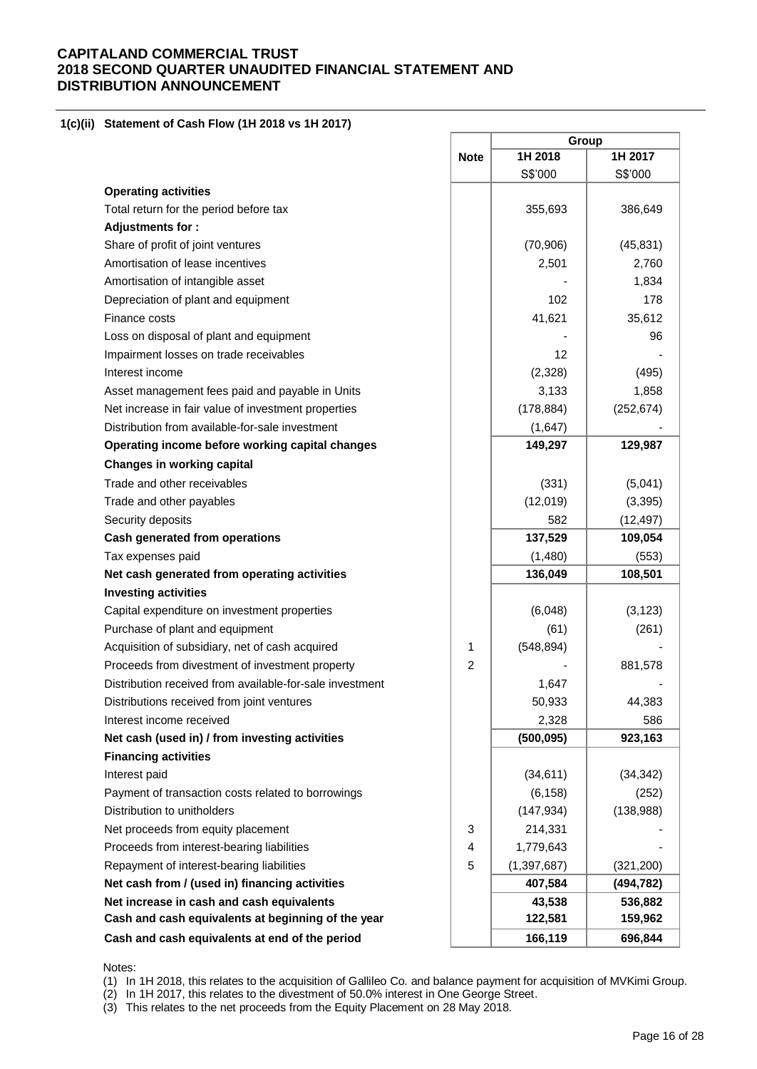# CAPITALAND COMMERCIAL TRUST
# 2018 SECOND QUARTER UNAUDITED FINANCIAL STATEMENT AND DISTRIBUTION ANNOUNCEMENT

### 1(c)(ii) Statement of Cash Flow (1H 2018 vs 1H 2017)

| | Note | Group | |
|---|---|---|---|
| | | **1H 2018** | **1H 2017** |
| | | S$'000 | S$'000 |
| **Operating activities** | | | |
| Total return for the period before tax | | 355,693 | 386,649 |
| **Adjustments for :** | | | |
| Share of profit of joint ventures | | (70,906) | (45,831) |
| Amortisation of lease incentives | | 2,501 | 2,760 |
| Amortisation of intangible asset | | - | 1,834 |
| Depreciation of plant and equipment | | 102 | 178 |
| Finance costs | | 41,621 | 35,612 |
| Loss on disposal of plant and equipment | | - | 96 |
| Impairment losses on trade receivables | | 12 | - |
| Interest income | | (2,328) | (495) |
| Asset management fees paid and payable in Units | | 3,133 | 1,858 |
| Net increase in fair value of investment properties | | (178,884) | (252,674) |
| Distribution from available-for-sale investment | | (1,647) | - |
| **Operating income before working capital changes** | | **149,297** | **129,987** |
| **Changes in working capital** | | | |
| Trade and other receivables | | (331) | (5,041) |
| Trade and other payables | | (12,019) | (3,395) |
| Security deposits | | 582 | (12,497) |
| **Cash generated from operations** | | **137,529** | **109,054** |
| Tax expenses paid | | (1,480) | (553) |
| **Net cash generated from operating activities** | | **136,049** | **108,501** |
| **Investing activities** | | | |
| Capital expenditure on investment properties | | (6,048) | (3,123) |
| Purchase of plant and equipment | | (61) | (261) |
| Acquisition of subsidiary, net of cash acquired | 1 | (548,894) | - |
| Proceeds from divestment of investment property | 2 | - | 881,578 |
| Distribution received from available-for-sale investment | | 1,647 | - |
| Distributions received from joint ventures | | 50,933 | 44,383 |
| Interest income received | | 2,328 | 586 |
| **Net cash (used in) / from investing activities** | | **(500,095)** | **923,163** |
| **Financing activities** | | | |
| Interest paid | | (34,611) | (34,342) |
| Payment of transaction costs related to borrowings | | (6,158) | (252) |
| Distribution to unitholders | | (147,934) | (138,988) |
| Net proceeds from equity placement | 3 | 214,331 | - |
| Proceeds from interest-bearing liabilities | 4 | 1,779,643 | - |
| Repayment of interest-bearing liabilities | 5 | (1,397,687) | (321,200) |
| **Net cash from / (used in) financing activities** | | **407,584** | **(494,782)** |
| **Net increase in cash and cash equivalents** | | **43,538** | **536,882** |
| **Cash and cash equivalents at beginning of the year** | | **122,581** | **159,962** |
| **Cash and cash equivalents at end of the period** | | **166,119** | **696,844** |

Notes:

(1) In 1H 2018, this relates to the acquisition of Gallileo Co. and balance payment for acquisition of MVKimi Group.

(2) In 1H 2017, this relates to the divestment of 50.0% interest in One George Street.

(3) This relates to the net proceeds from the Equity Placement on 28 May 2018.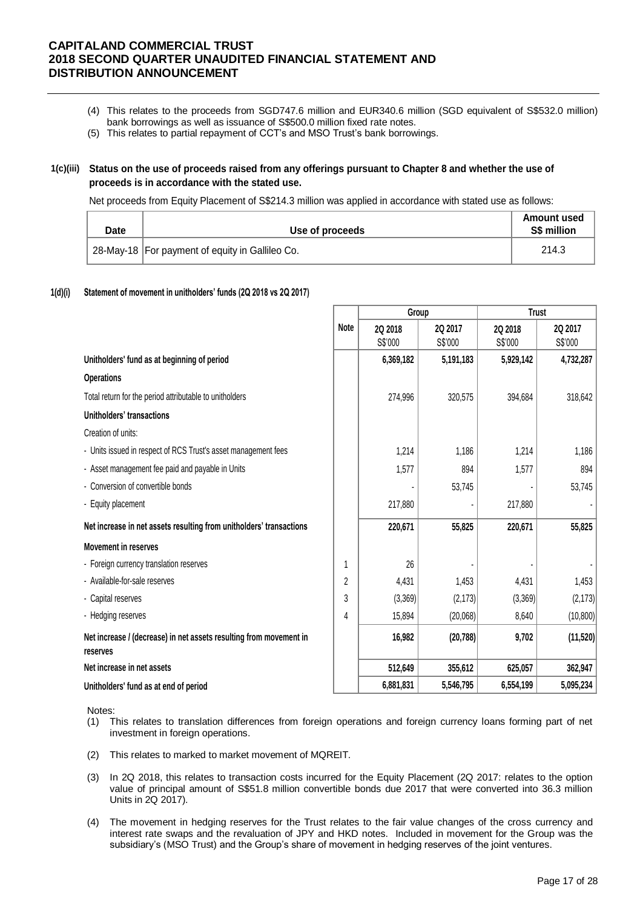(4) This relates to the proceeds from SGD747.6 million and EUR340.6 million (SGD equivalent of S$532.0 million) bank borrowings as well as issuance of S$500.0 million fixed rate notes.

(5) This relates to partial repayment of CCT's and MSO Trust's bank borrowings.

### 1(c)(iii) Status on the use of proceeds raised from any offerings pursuant to Chapter 8 and whether the use of proceeds is in accordance with the stated use.

Net proceeds from Equity Placement of S$214.3 million was applied in accordance with stated use as follows:

| Date | Use of proceeds | Amount used S$ million |
|---|---|---|
| 28-May-18 | For payment of equity in Gallileo Co. | 214.3 |

### 1(d)(i) Statement of movement in unitholders' funds (2Q 2018 vs 2Q 2017)

| | Note | Group | | Trust | |
|---|---|---|---|---|---|
| | | 2Q 2018 S$'000 | 2Q 2017 S$'000 | 2Q 2018 S$'000 | 2Q 2017 S$'000 |
| **Unitholders' fund as at beginning of period** | | **6,369,182** | **5,191,183** | **5,929,142** | **4,732,287** |
| **Operations** | | | | | |
| Total return for the period attributable to unitholders | | 274,996 | 320,575 | 394,684 | 318,642 |
| **Unitholders' transactions** | | | | | |
| Creation of units: | | | | | |
| - Units issued in respect of RCS Trust's asset management fees | | 1,214 | 1,186 | 1,214 | 1,186 |
| - Asset management fee paid and payable in Units | | 1,577 | 894 | 1,577 | 894 |
| - Conversion of convertible bonds | | - | 53,745 | - | 53,745 |
| - Equity placement | | 217,880 | - | 217,880 | - |
| **Net increase in net assets resulting from unitholders' transactions** | | **220,671** | **55,825** | **220,671** | **55,825** |
| **Movement in reserves** | | | | | |
| - Foreign currency translation reserves | 1 | 26 | - | - | - |
| - Available-for-sale reserves | 2 | 4,431 | 1,453 | 4,431 | 1,453 |
| - Capital reserves | 3 | (3,369) | (2,173) | (3,369) | (2,173) |
| - Hedging reserves | 4 | 15,894 | (20,068) | 8,640 | (10,800) |
| **Net increase / (decrease) in net assets resulting from movement in reserves** | | **16,982** | **(20,788)** | **9,702** | **(11,520)** |
| **Net increase in net assets** | | **512,649** | **355,612** | **625,057** | **362,947** |
| **Unitholders' fund as at end of period** | | **6,881,831** | **5,546,795** | **6,554,199** | **5,095,234** |

Notes:

(1) This relates to translation differences from foreign operations and foreign currency loans forming part of net investment in foreign operations.

(2) This relates to marked to market movement of MQREIT.

(3) In 2Q 2018, this relates to transaction costs incurred for the Equity Placement (2Q 2017: relates to the option value of principal amount of S$51.8 million convertible bonds due 2017 that were converted into 36.3 million Units in 2Q 2017).

(4) The movement in hedging reserves for the Trust relates to the fair value changes of the cross currency and interest rate swaps and the revaluation of JPY and HKD notes. Included in movement for the Group was the subsidiary's (MSO Trust) and the Group's share of movement in hedging reserves of the joint ventures.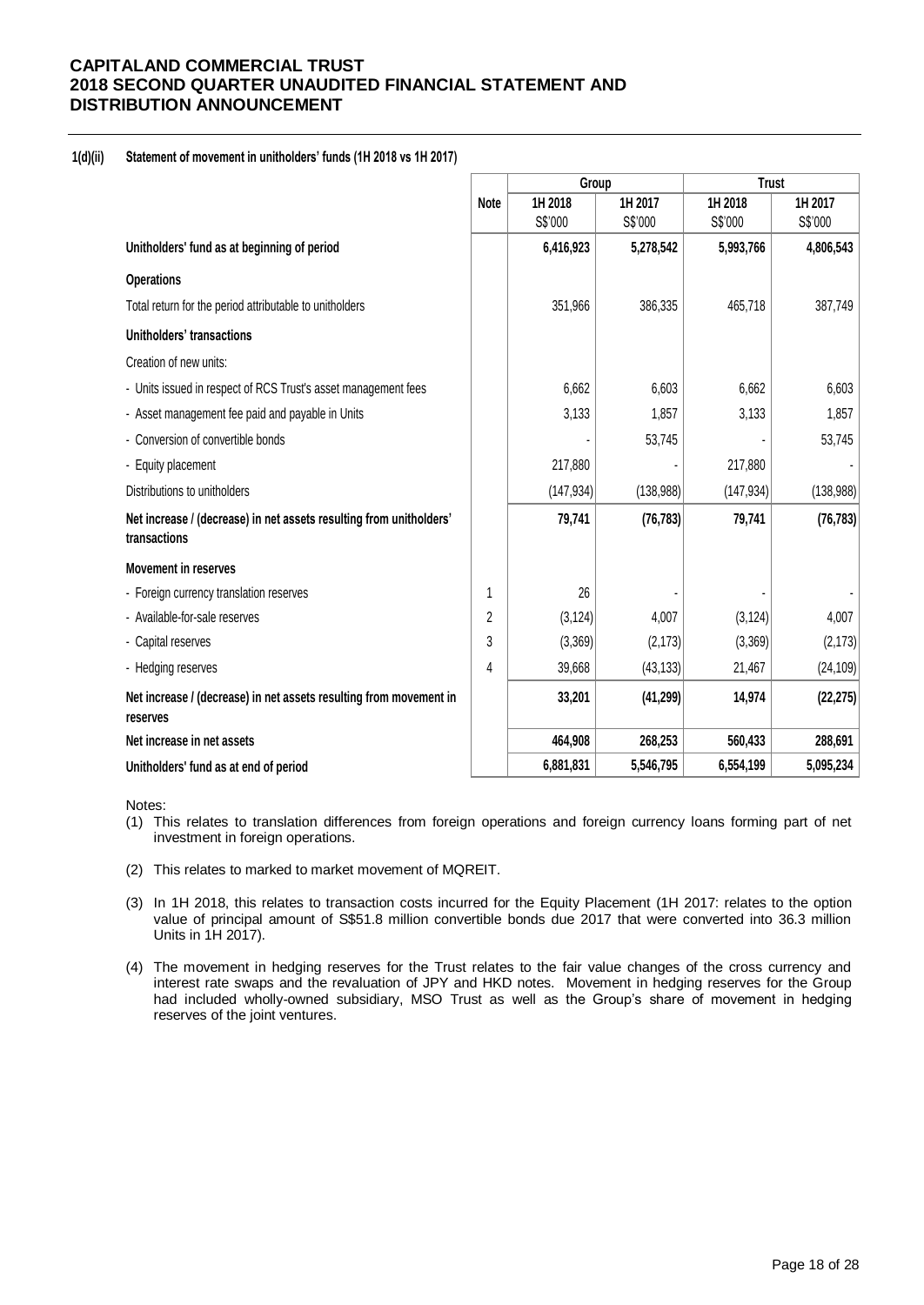**1(d)(ii) Statement of movement in unitholders' funds (1H 2018 vs 1H 2017)**

| | Note | Group | | Trust | |
|---|---|---|---|---|---|
| | | 1H 2018 S$'000 | 1H 2017 S$'000 | 1H 2018 S$'000 | 1H 2017 S$'000 |
| **Unitholders' fund as at beginning of period** | | **6,416,923** | **5,278,542** | **5,993,766** | **4,806,543** |
| **Operations** | | | | | |
| Total return for the period attributable to unitholders | | 351,966 | 386,335 | 465,718 | 387,749 |
| **Unitholders' transactions** | | | | | |
| Creation of new units: | | | | | |
| - Units issued in respect of RCS Trust's asset management fees | | 6,662 | 6,603 | 6,662 | 6,603 |
| - Asset management fee paid and payable in Units | | 3,133 | 1,857 | 3,133 | 1,857 |
| - Conversion of convertible bonds | | - | 53,745 | - | 53,745 |
| - Equity placement | | 217,880 | - | 217,880 | - |
| Distributions to unitholders | | (147,934) | (138,988) | (147,934) | (138,988) |
| **Net increase / (decrease) in net assets resulting from unitholders' transactions** | | **79,741** | **(76,783)** | **79,741** | **(76,783)** |
| **Movement in reserves** | | | | | |
| - Foreign currency translation reserves | 1 | 26 | - | - | - |
| - Available-for-sale reserves | 2 | (3,124) | 4,007 | (3,124) | 4,007 |
| - Capital reserves | 3 | (3,369) | (2,173) | (3,369) | (2,173) |
| - Hedging reserves | 4 | 39,668 | (43,133) | 21,467 | (24,109) |
| **Net increase / (decrease) in net assets resulting from movement in reserves** | | **33,201** | **(41,299)** | **14,974** | **(22,275)** |
| **Net increase in net assets** | | **464,908** | **268,253** | **560,433** | **288,691** |
| **Unitholders' fund as at end of period** | | **6,881,831** | **5,546,795** | **6,554,199** | **5,095,234** |

Notes:

(1) This relates to translation differences from foreign operations and foreign currency loans forming part of net investment in foreign operations.

(2) This relates to marked to market movement of MQREIT.

(3) In 1H 2018, this relates to transaction costs incurred for the Equity Placement (1H 2017: relates to the option value of principal amount of S$51.8 million convertible bonds due 2017 that were converted into 36.3 million Units in 1H 2017).

(4) The movement in hedging reserves for the Trust relates to the fair value changes of the cross currency and interest rate swaps and the revaluation of JPY and HKD notes. Movement in hedging reserves for the Group had included wholly-owned subsidiary, MSO Trust as well as the Group's share of movement in hedging reserves of the joint ventures.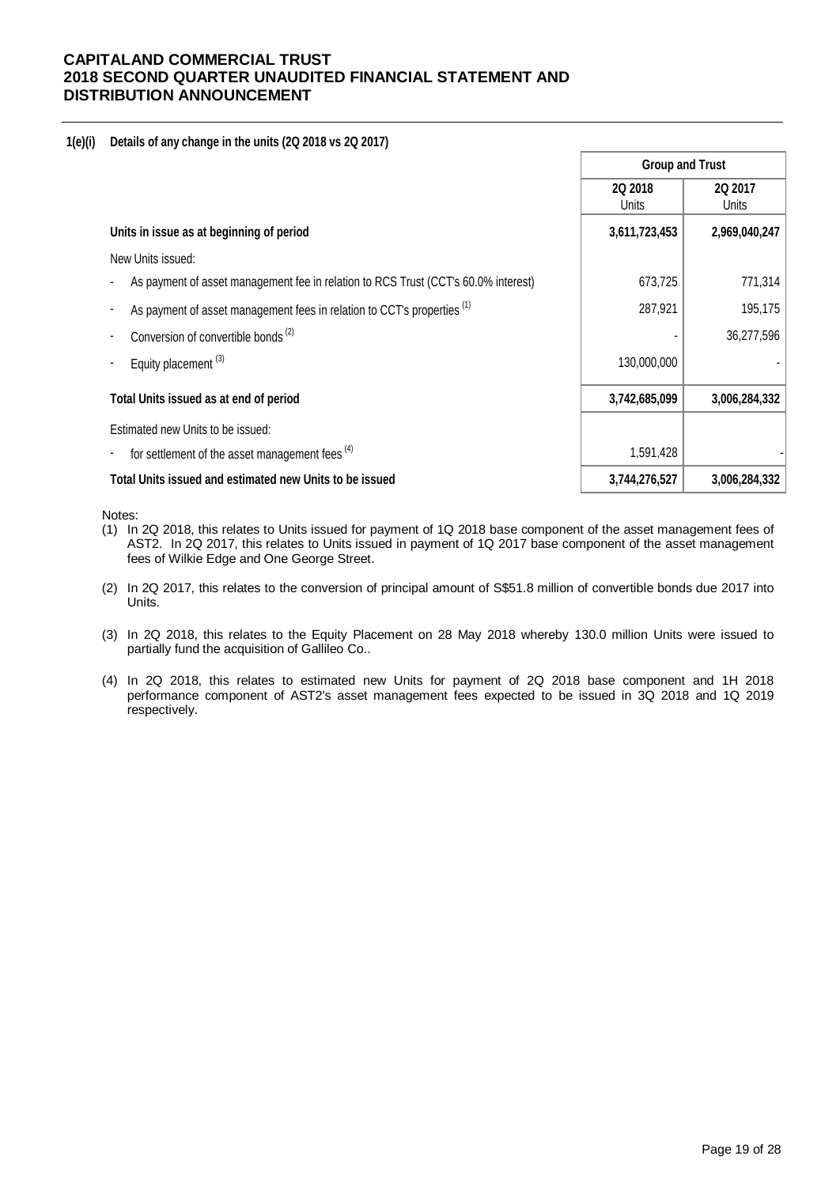**CAPITALAND COMMERCIAL TRUST**
**2018 SECOND QUARTER UNAUDITED FINANCIAL STATEMENT AND DISTRIBUTION ANNOUNCEMENT**

**1(e)(i) Details of any change in the units (2Q 2018 vs 2Q 2017)**

| | Group and Trust | |
|---|---|---|
| | 2Q 2018 Units | 2Q 2017 Units |
| **Units in issue as at beginning of period** | **3,611,723,453** | **2,969,040,247** |
| New Units issued: | | |
| - As payment of asset management fee in relation to RCS Trust (CCT's 60.0% interest) | 673,725 | 771,314 |
| - As payment of asset management fees in relation to CCT's properties (1) | 287,921 | 195,175 |
| - Conversion of convertible bonds (2) | - | 36,277,596 |
| - Equity placement (3) | 130,000,000 | - |
| **Total Units issued as at end of period** | **3,742,685,099** | **3,006,284,332** |
| Estimated new Units to be issued: | | |
| - for settlement of the asset management fees (4) | 1,591,428 | - |
| **Total Units issued and estimated new Units to be issued** | **3,744,276,527** | **3,006,284,332** |

Notes:

(1) In 2Q 2018, this relates to Units issued for payment of 1Q 2018 base component of the asset management fees of AST2. In 2Q 2017, this relates to Units issued in payment of 1Q 2017 base component of the asset management fees of Wilkie Edge and One George Street.

(2) In 2Q 2017, this relates to the conversion of principal amount of S$51.8 million of convertible bonds due 2017 into Units.

(3) In 2Q 2018, this relates to the Equity Placement on 28 May 2018 whereby 130.0 million Units were issued to partially fund the acquisition of Gallileo Co..

(4) In 2Q 2018, this relates to estimated new Units for payment of 2Q 2018 base component and 1H 2018 performance component of AST2's asset management fees expected to be issued in 3Q 2018 and 1Q 2019 respectively.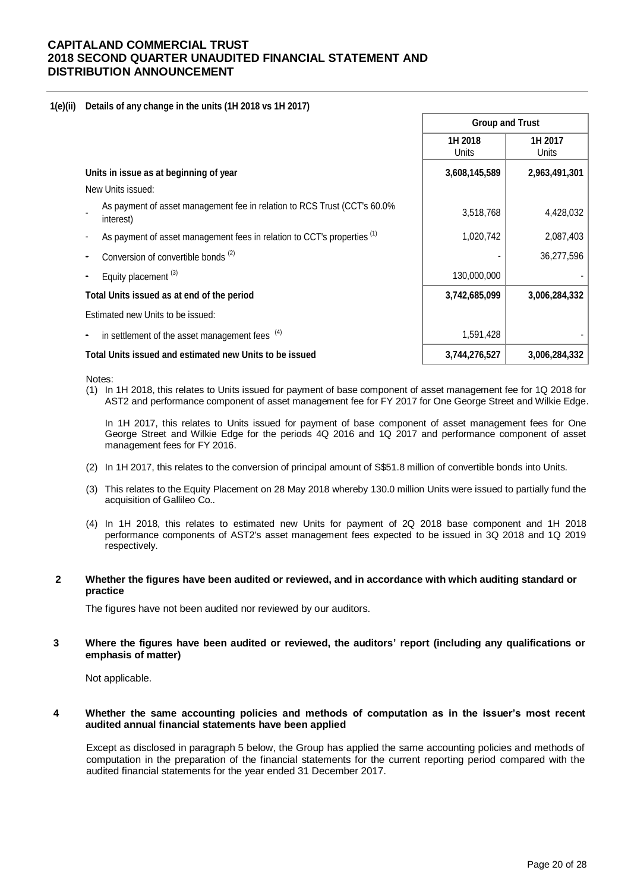#### 1(e)(ii) Details of any change in the units (1H 2018 vs 1H 2017)

| | Group and Trust | |
|---|---|---|
| | 1H 2018 Units | 1H 2017 Units |
| **Units in issue as at beginning of year** | **3,608,145,589** | **2,963,491,301** |
| New Units issued: | | |
| - As payment of asset management fee in relation to RCS Trust (CCT's 60.0% interest) | 3,518,768 | 4,428,032 |
| - As payment of asset management fees in relation to CCT's properties [(1)] | 1,020,742 | 2,087,403 |
| - Conversion of convertible bonds [(2)] | - | 36,277,596 |
| - Equity placement [(3)] | 130,000,000 | - |
| **Total Units issued as at end of the period** | **3,742,685,099** | **3,006,284,332** |
| Estimated new Units to be issued: | | |
| - in settlement of the asset management fees [(4)] | 1,591,428 | - |
| **Total Units issued and estimated new Units to be issued** | **3,744,276,527** | **3,006,284,332** |

Notes:

(1) In 1H 2018, this relates to Units issued for payment of base component of asset management fee for 1Q 2018 for AST2 and performance component of asset management fee for FY 2017 for One George Street and Wilkie Edge.

In 1H 2017, this relates to Units issued for payment of base component of asset management fees for One George Street and Wilkie Edge for the periods 4Q 2016 and 1Q 2017 and performance component of asset management fees for FY 2016.

(2) In 1H 2017, this relates to the conversion of principal amount of S$51.8 million of convertible bonds into Units.

(3) This relates to the Equity Placement on 28 May 2018 whereby 130.0 million Units were issued to partially fund the acquisition of Gallileo Co..

(4) In 1H 2018, this relates to estimated new Units for payment of 2Q 2018 base component and 1H 2018 performance components of AST2's asset management fees expected to be issued in 3Q 2018 and 1Q 2019 respectively.

#### 2 Whether the figures have been audited or reviewed, and in accordance with which auditing standard or practice

The figures have not been audited nor reviewed by our auditors.

#### 3 Where the figures have been audited or reviewed, the auditors' report (including any qualifications or emphasis of matter)

Not applicable.

#### 4 Whether the same accounting policies and methods of computation as in the issuer's most recent audited annual financial statements have been applied

Except as disclosed in paragraph 5 below, the Group has applied the same accounting policies and methods of computation in the preparation of the financial statements for the current reporting period compared with the audited financial statements for the year ended 31 December 2017.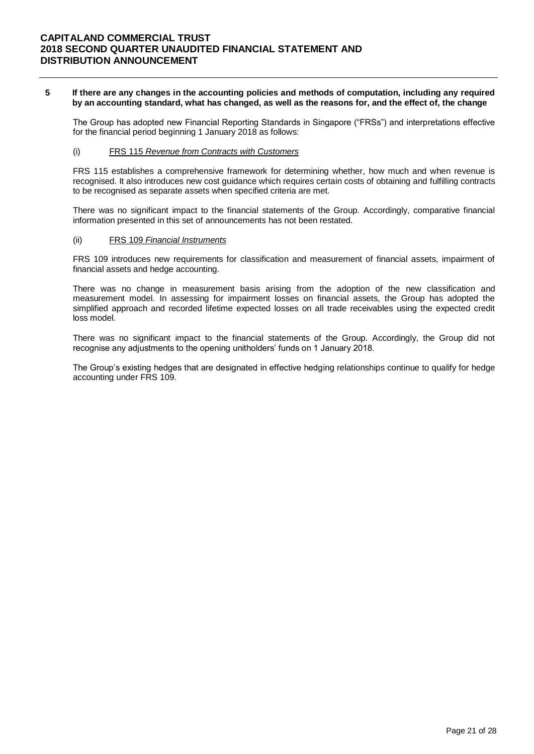**5 If there are any changes in the accounting policies and methods of computation, including any required by an accounting standard, what has changed, as well as the reasons for, and the effect of, the change**

The Group has adopted new Financial Reporting Standards in Singapore ("FRSs") and interpretations effective for the financial period beginning 1 January 2018 as follows:

(i) FRS 115 *Revenue from Contracts with Customers*

FRS 115 establishes a comprehensive framework for determining whether, how much and when revenue is recognised. It also introduces new cost guidance which requires certain costs of obtaining and fulfilling contracts to be recognised as separate assets when specified criteria are met.

There was no significant impact to the financial statements of the Group. Accordingly, comparative financial information presented in this set of announcements has not been restated.

(ii) FRS 109 *Financial Instruments*

FRS 109 introduces new requirements for classification and measurement of financial assets, impairment of financial assets and hedge accounting.

There was no change in measurement basis arising from the adoption of the new classification and measurement model. In assessing for impairment losses on financial assets, the Group has adopted the simplified approach and recorded lifetime expected losses on all trade receivables using the expected credit loss model.

There was no significant impact to the financial statements of the Group. Accordingly, the Group did not recognise any adjustments to the opening unitholders' funds on 1 January 2018.

The Group's existing hedges that are designated in effective hedging relationships continue to qualify for hedge accounting under FRS 109.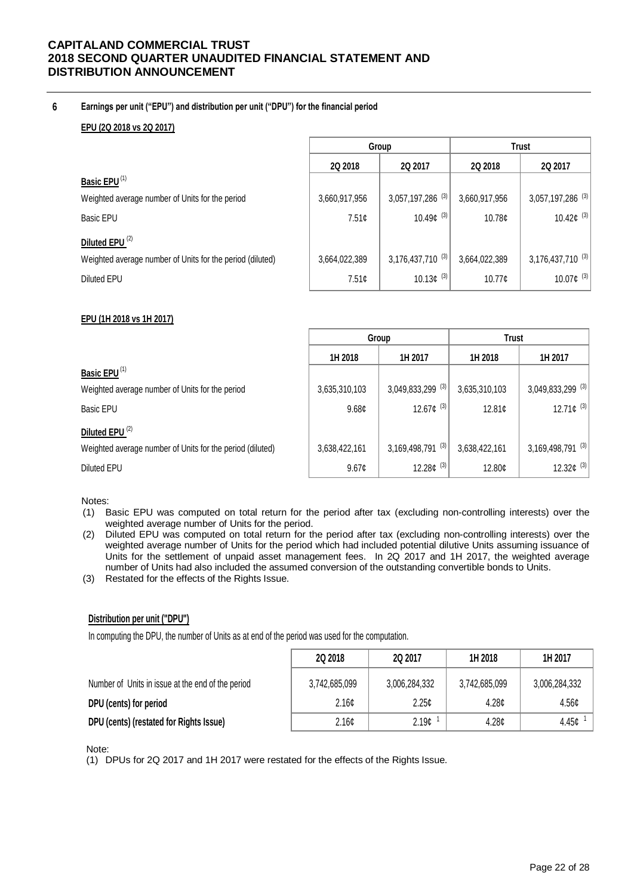# CAPITALAND COMMERCIAL TRUST
# 2018 SECOND QUARTER UNAUDITED FINANCIAL STATEMENT AND DISTRIBUTION ANNOUNCEMENT

## 6 Earnings per unit ("EPU") and distribution per unit ("DPU") for the financial period

**EPU (2Q 2018 vs 2Q 2017)**

| | Group | | Trust | |
|---|---|---|---|---|
| | 2Q 2018 | 2Q 2017 | 2Q 2018 | 2Q 2017 |
| **Basic EPU** (1) | | | | |
| Weighted average number of Units for the period | 3,660,917,956 | 3,057,197,286 (3) | 3,660,917,956 | 3,057,197,286 (3) |
| Basic EPU | 7.51¢ | 10.49¢ (3) | 10.78¢ | 10.42¢ (3) |
| **Diluted EPU** (2) | | | | |
| Weighted average number of Units for the period (diluted) | 3,664,022,389 | 3,176,437,710 (3) | 3,664,022,389 | 3,176,437,710 (3) |
| Diluted EPU | 7.51¢ | 10.13¢ (3) | 10.77¢ | 10.07¢ (3) |

**EPU (1H 2018 vs 1H 2017)**

| | Group | | Trust | |
|---|---|---|---|---|
| | 1H 2018 | 1H 2017 | 1H 2018 | 1H 2017 |
| **Basic EPU** (1) | | | | |
| Weighted average number of Units for the period | 3,635,310,103 | 3,049,833,299 (3) | 3,635,310,103 | 3,049,833,299 (3) |
| Basic EPU | 9.68¢ | 12.67¢ (3) | 12.81¢ | 12.71¢ (3) |
| **Diluted EPU** (2) | | | | |
| Weighted average number of Units for the period (diluted) | 3,638,422,161 | 3,169,498,791 (3) | 3,638,422,161 | 3,169,498,791 (3) |
| Diluted EPU | 9.67¢ | 12.28¢ (3) | 12.80¢ | 12.32¢ (3) |

Notes:

(1) Basic EPU was computed on total return for the period after tax (excluding non-controlling interests) over the weighted average number of Units for the period.

(2) Diluted EPU was computed on total return for the period after tax (excluding non-controlling interests) over the weighted average number of Units for the period which had included potential dilutive Units assuming issuance of Units for the settlement of unpaid asset management fees. In 2Q 2017 and 1H 2017, the weighted average number of Units had also included the assumed conversion of the outstanding convertible bonds to Units.

(3) Restated for the effects of the Rights Issue.

**Distribution per unit ("DPU")**

In computing the DPU, the number of Units as at end of the period was used for the computation.

| | 2Q 2018 | 2Q 2017 | 1H 2018 | 1H 2017 |
|---|---|---|---|---|
| Number of Units in issue at the end of the period | 3,742,685,099 | 3,006,284,332 | 3,742,685,099 | 3,006,284,332 |
| **DPU (cents) for period** | 2.16¢ | 2.25¢ | 4.28¢ | 4.56¢ |
| **DPU (cents) (restated for Rights Issue)** | 2.16¢ | 2.19¢ 1 | 4.28¢ | 4.45¢ 1 |

Note:

(1) DPUs for 2Q 2017 and 1H 2017 were restated for the effects of the Rights Issue.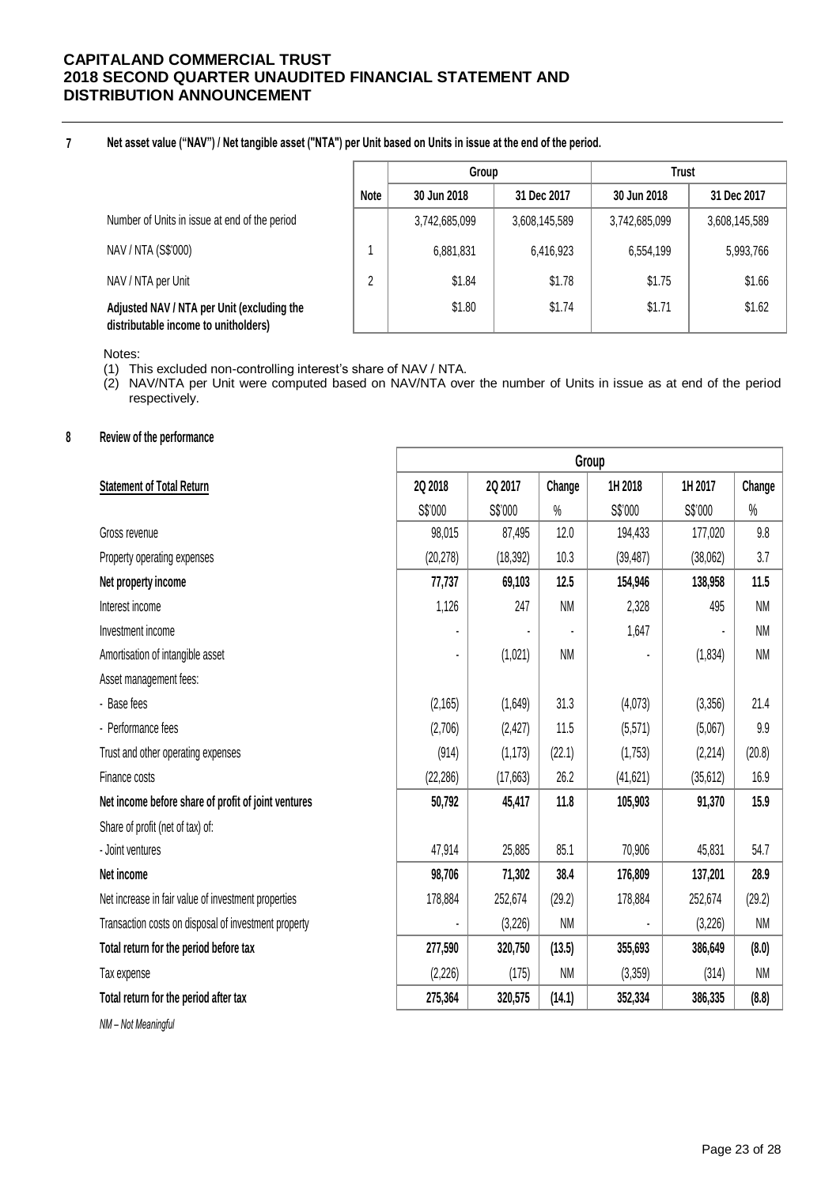## 7 Net asset value ("NAV") / Net tangible asset ("NTA") per Unit based on Units in issue at the end of the period.

| | Note | Group | | Trust | |
|---|---|---|---|---|---|
| | | 30 Jun 2018 | 31 Dec 2017 | 30 Jun 2018 | 31 Dec 2017 |
| Number of Units in issue at end of the period | | 3,742,685,099 | 3,608,145,589 | 3,742,685,099 | 3,608,145,589 |
| NAV / NTA (S$'000) | 1 | 6,881,831 | 6,416,923 | 6,554,199 | 5,993,766 |
| NAV / NTA per Unit | 2 | $1.84 | $1.78 | $1.75 | $1.66 |
| **Adjusted NAV / NTA per Unit (excluding the distributable income to unitholders)** | | $1.80 | $1.74 | $1.71 | $1.62 |

Notes:

(1) This excluded non-controlling interest's share of NAV / NTA.

(2) NAV/NTA per Unit were computed based on NAV/NTA over the number of Units in issue as at end of the period respectively.

## 8 Review of the performance

| | Group | | | | | |
|---|---|---|---|---|---|---|
| **Statement of Total Return** | **2Q 2018** | **2Q 2017** | **Change** | **1H 2018** | **1H 2017** | **Change** |
| | S$'000 | S$'000 | % | S$'000 | S$'000 | % |
| Gross revenue | 98,015 | 87,495 | 12.0 | 194,433 | 177,020 | 9.8 |
| Property operating expenses | (20,278) | (18,392) | 10.3 | (39,487) | (38,062) | 3.7 |
| **Net property income** | **77,737** | **69,103** | **12.5** | **154,946** | **138,958** | **11.5** |
| Interest income | 1,126 | 247 | NM | 2,328 | 495 | NM |
| Investment income | - | - | - | 1,647 | - | NM |
| Amortisation of intangible asset | - | (1,021) | NM | - | (1,834) | NM |
| Asset management fees: | | | | | | |
| - Base fees | (2,165) | (1,649) | 31.3 | (4,073) | (3,356) | 21.4 |
| - Performance fees | (2,706) | (2,427) | 11.5 | (5,571) | (5,067) | 9.9 |
| Trust and other operating expenses | (914) | (1,173) | (22.1) | (1,753) | (2,214) | (20.8) |
| Finance costs | (22,286) | (17,663) | 26.2 | (41,621) | (35,612) | 16.9 |
| **Net income before share of profit of joint ventures** | **50,792** | **45,417** | **11.8** | **105,903** | **91,370** | **15.9** |
| Share of profit (net of tax) of: | | | | | | |
| - Joint ventures | 47,914 | 25,885 | 85.1 | 70,906 | 45,831 | 54.7 |
| **Net income** | **98,706** | **71,302** | **38.4** | **176,809** | **137,201** | **28.9** |
| Net increase in fair value of investment properties | 178,884 | 252,674 | (29.2) | 178,884 | 252,674 | (29.2) |
| Transaction costs on disposal of investment property | - | (3,226) | NM | - | (3,226) | NM |
| **Total return for the period before tax** | **277,590** | **320,750** | **(13.5)** | **355,693** | **386,649** | **(8.0)** |
| Tax expense | (2,226) | (175) | NM | (3,359) | (314) | NM |
| **Total return for the period after tax** | **275,364** | **320,575** | **(14.1)** | **352,334** | **386,335** | **(8.8)** |

*NM – Not Meaningful*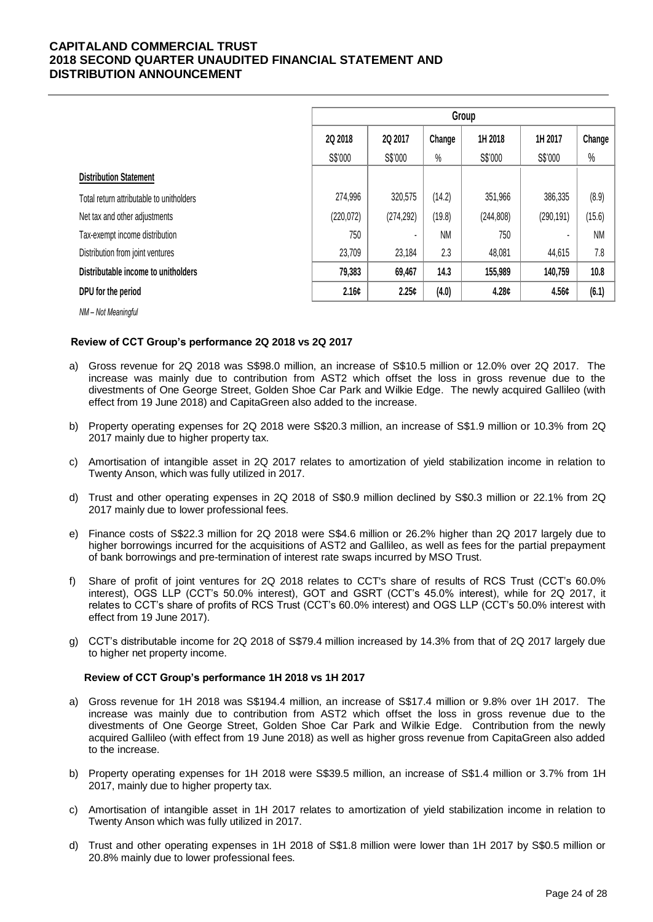|  | Group | | | | | |
|---|---|---|---|---|---|---|
|  | 2Q 2018 | 2Q 2017 | Change | 1H 2018 | 1H 2017 | Change |
|  | S$'000 | S$'000 | % | S$'000 | S$'000 | % |
| **Distribution Statement** | | | | | | |
| Total return attributable to unitholders | 274,996 | 320,575 | (14.2) | 351,966 | 386,335 | (8.9) |
| Net tax and other adjustments | (220,072) | (274,292) | (19.8) | (244,808) | (290,191) | (15.6) |
| Tax-exempt income distribution | 750 | - | NM | 750 | - | NM |
| Distribution from joint ventures | 23,709 | 23,184 | 2.3 | 48,081 | 44,615 | 7.8 |
| **Distributable income to unitholders** | **79,383** | **69,467** | **14.3** | **155,989** | **140,759** | **10.8** |
| **DPU for the period** | **2.16¢** | **2.25¢** | **(4.0)** | **4.28¢** | **4.56¢** | **(6.1)** |

*NM – Not Meaningful*

**Review of CCT Group's performance 2Q 2018 vs 2Q 2017**

a) Gross revenue for 2Q 2018 was S$98.0 million, an increase of S$10.5 million or 12.0% over 2Q 2017. The increase was mainly due to contribution from AST2 which offset the loss in gross revenue due to the divestments of One George Street, Golden Shoe Car Park and Wilkie Edge. The newly acquired Gallileo (with effect from 19 June 2018) and CapitaGreen also added to the increase.

b) Property operating expenses for 2Q 2018 were S$20.3 million, an increase of S$1.9 million or 10.3% from 2Q 2017 mainly due to higher property tax.

c) Amortisation of intangible asset in 2Q 2017 relates to amortization of yield stabilization income in relation to Twenty Anson, which was fully utilized in 2017.

d) Trust and other operating expenses in 2Q 2018 of S$0.9 million declined by S$0.3 million or 22.1% from 2Q 2017 mainly due to lower professional fees.

e) Finance costs of S$22.3 million for 2Q 2018 were S$4.6 million or 26.2% higher than 2Q 2017 largely due to higher borrowings incurred for the acquisitions of AST2 and Gallileo, as well as fees for the partial prepayment of bank borrowings and pre-termination of interest rate swaps incurred by MSO Trust.

f) Share of profit of joint ventures for 2Q 2018 relates to CCT's share of results of RCS Trust (CCT's 60.0% interest), OGS LLP (CCT's 50.0% interest), GOT and GSRT (CCT's 45.0% interest), while for 2Q 2017, it relates to CCT's share of profits of RCS Trust (CCT's 60.0% interest) and OGS LLP (CCT's 50.0% interest with effect from 19 June 2017).

g) CCT's distributable income for 2Q 2018 of S$79.4 million increased by 14.3% from that of 2Q 2017 largely due to higher net property income.

**Review of CCT Group's performance 1H 2018 vs 1H 2017**

a) Gross revenue for 1H 2018 was S$194.4 million, an increase of S$17.4 million or 9.8% over 1H 2017. The increase was mainly due to contribution from AST2 which offset the loss in gross revenue due to the divestments of One George Street, Golden Shoe Car Park and Wilkie Edge. Contribution from the newly acquired Gallileo (with effect from 19 June 2018) as well as higher gross revenue from CapitaGreen also added to the increase.

b) Property operating expenses for 1H 2018 were S$39.5 million, an increase of S$1.4 million or 3.7% from 1H 2017, mainly due to higher property tax.

c) Amortisation of intangible asset in 1H 2017 relates to amortization of yield stabilization income in relation to Twenty Anson which was fully utilized in 2017.

d) Trust and other operating expenses in 1H 2018 of S$1.8 million were lower than 1H 2017 by S$0.5 million or 20.8% mainly due to lower professional fees.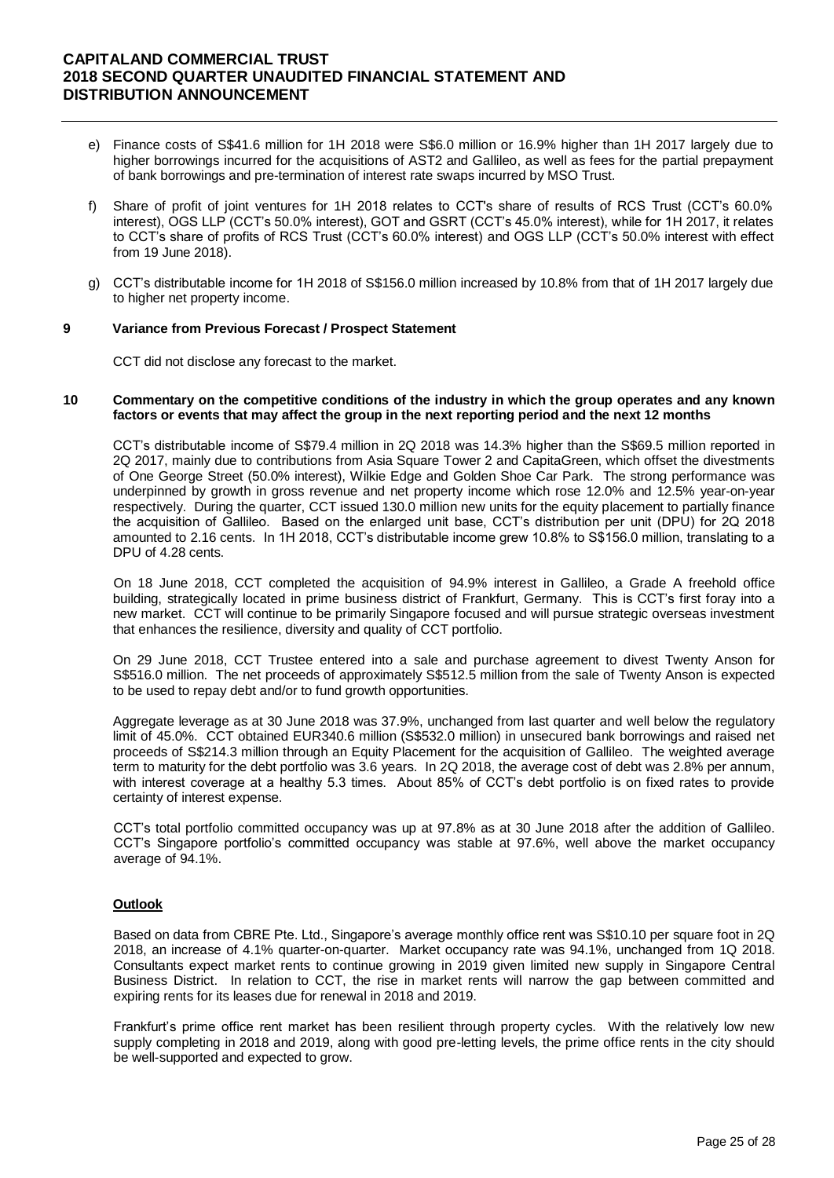e) Finance costs of S$41.6 million for 1H 2018 were S$6.0 million or 16.9% higher than 1H 2017 largely due to higher borrowings incurred for the acquisitions of AST2 and Gallileo, as well as fees for the partial prepayment of bank borrowings and pre-termination of interest rate swaps incurred by MSO Trust.

f) Share of profit of joint ventures for 1H 2018 relates to CCT's share of results of RCS Trust (CCT's 60.0% interest), OGS LLP (CCT's 50.0% interest), GOT and GSRT (CCT's 45.0% interest), while for 1H 2017, it relates to CCT's share of profits of RCS Trust (CCT's 60.0% interest) and OGS LLP (CCT's 50.0% interest with effect from 19 June 2018).

g) CCT's distributable income for 1H 2018 of S$156.0 million increased by 10.8% from that of 1H 2017 largely due to higher net property income.

## 9 Variance from Previous Forecast / Prospect Statement

CCT did not disclose any forecast to the market.

## 10 Commentary on the competitive conditions of the industry in which the group operates and any known factors or events that may affect the group in the next reporting period and the next 12 months

CCT's distributable income of S$79.4 million in 2Q 2018 was 14.3% higher than the S$69.5 million reported in 2Q 2017, mainly due to contributions from Asia Square Tower 2 and CapitaGreen, which offset the divestments of One George Street (50.0% interest), Wilkie Edge and Golden Shoe Car Park. The strong performance was underpinned by growth in gross revenue and net property income which rose 12.0% and 12.5% year-on-year respectively. During the quarter, CCT issued 130.0 million new units for the equity placement to partially finance the acquisition of Gallileo. Based on the enlarged unit base, CCT's distribution per unit (DPU) for 2Q 2018 amounted to 2.16 cents. In 1H 2018, CCT's distributable income grew 10.8% to S$156.0 million, translating to a DPU of 4.28 cents.

On 18 June 2018, CCT completed the acquisition of 94.9% interest in Gallileo, a Grade A freehold office building, strategically located in prime business district of Frankfurt, Germany. This is CCT's first foray into a new market. CCT will continue to be primarily Singapore focused and will pursue strategic overseas investment that enhances the resilience, diversity and quality of CCT portfolio.

On 29 June 2018, CCT Trustee entered into a sale and purchase agreement to divest Twenty Anson for S$516.0 million. The net proceeds of approximately S$512.5 million from the sale of Twenty Anson is expected to be used to repay debt and/or to fund growth opportunities.

Aggregate leverage as at 30 June 2018 was 37.9%, unchanged from last quarter and well below the regulatory limit of 45.0%. CCT obtained EUR340.6 million (S$532.0 million) in unsecured bank borrowings and raised net proceeds of S$214.3 million through an Equity Placement for the acquisition of Gallileo. The weighted average term to maturity for the debt portfolio was 3.6 years. In 2Q 2018, the average cost of debt was 2.8% per annum, with interest coverage at a healthy 5.3 times. About 85% of CCT's debt portfolio is on fixed rates to provide certainty of interest expense.

CCT's total portfolio committed occupancy was up at 97.8% as at 30 June 2018 after the addition of Gallileo. CCT's Singapore portfolio's committed occupancy was stable at 97.6%, well above the market occupancy average of 94.1%.

### Outlook

Based on data from CBRE Pte. Ltd., Singapore's average monthly office rent was S$10.10 per square foot in 2Q 2018, an increase of 4.1% quarter-on-quarter. Market occupancy rate was 94.1%, unchanged from 1Q 2018. Consultants expect market rents to continue growing in 2019 given limited new supply in Singapore Central Business District. In relation to CCT, the rise in market rents will narrow the gap between committed and expiring rents for its leases due for renewal in 2018 and 2019.

Frankfurt's prime office rent market has been resilient through property cycles. With the relatively low new supply completing in 2018 and 2019, along with good pre-letting levels, the prime office rents in the city should be well-supported and expected to grow.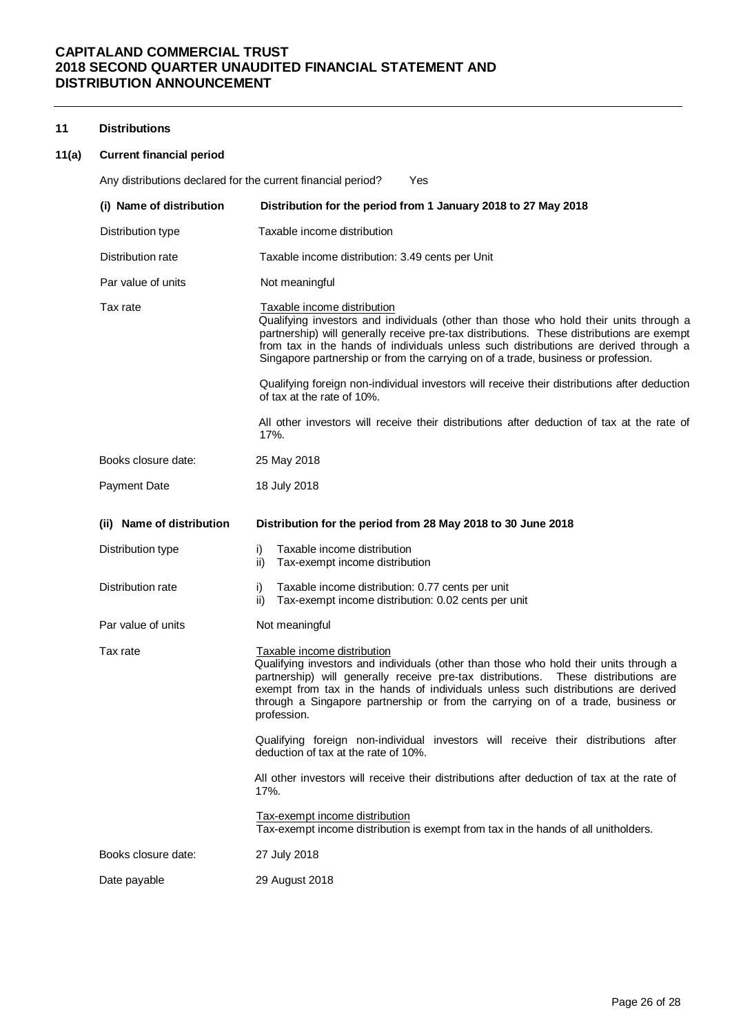## 11 Distributions

### 11(a) Current financial period

Any distributions declared for the current financial period? Yes

| (i) Name of distribution | Distribution for the period from 1 January 2018 to 27 May 2018 |
|---|---|
| Distribution type | Taxable income distribution |
| Distribution rate | Taxable income distribution: 3.49 cents per Unit |
| Par value of units | Not meaningful |
| Tax rate | Taxable income distribution<br>Qualifying investors and individuals (other than those who hold their units through a partnership) will generally receive pre-tax distributions. These distributions are exempt from tax in the hands of individuals unless such distributions are derived through a Singapore partnership or from the carrying on of a trade, business or profession.<br><br>Qualifying foreign non-individual investors will receive their distributions after deduction of tax at the rate of 10%.<br><br>All other investors will receive their distributions after deduction of tax at the rate of 17%. |
| Books closure date: | 25 May 2018 |
| Payment Date | 18 July 2018 |

| (ii) Name of distribution | Distribution for the period from 28 May 2018 to 30 June 2018 |
|---|---|
| Distribution type | i) Taxable income distribution<br>ii) Tax-exempt income distribution |
| Distribution rate | i) Taxable income distribution: 0.77 cents per unit<br>ii) Tax-exempt income distribution: 0.02 cents per unit |
| Par value of units | Not meaningful |
| Tax rate | Taxable income distribution<br>Qualifying investors and individuals (other than those who hold their units through a partnership) will generally receive pre-tax distributions. These distributions are exempt from tax in the hands of individuals unless such distributions are derived through a Singapore partnership or from the carrying on of a trade, business or profession.<br><br>Qualifying foreign non-individual investors will receive their distributions after deduction of tax at the rate of 10%.<br><br>All other investors will receive their distributions after deduction of tax at the rate of 17%.<br><br>Tax-exempt income distribution<br>Tax-exempt income distribution is exempt from tax in the hands of all unitholders. |
| Books closure date: | 27 July 2018 |
| Date payable | 29 August 2018 |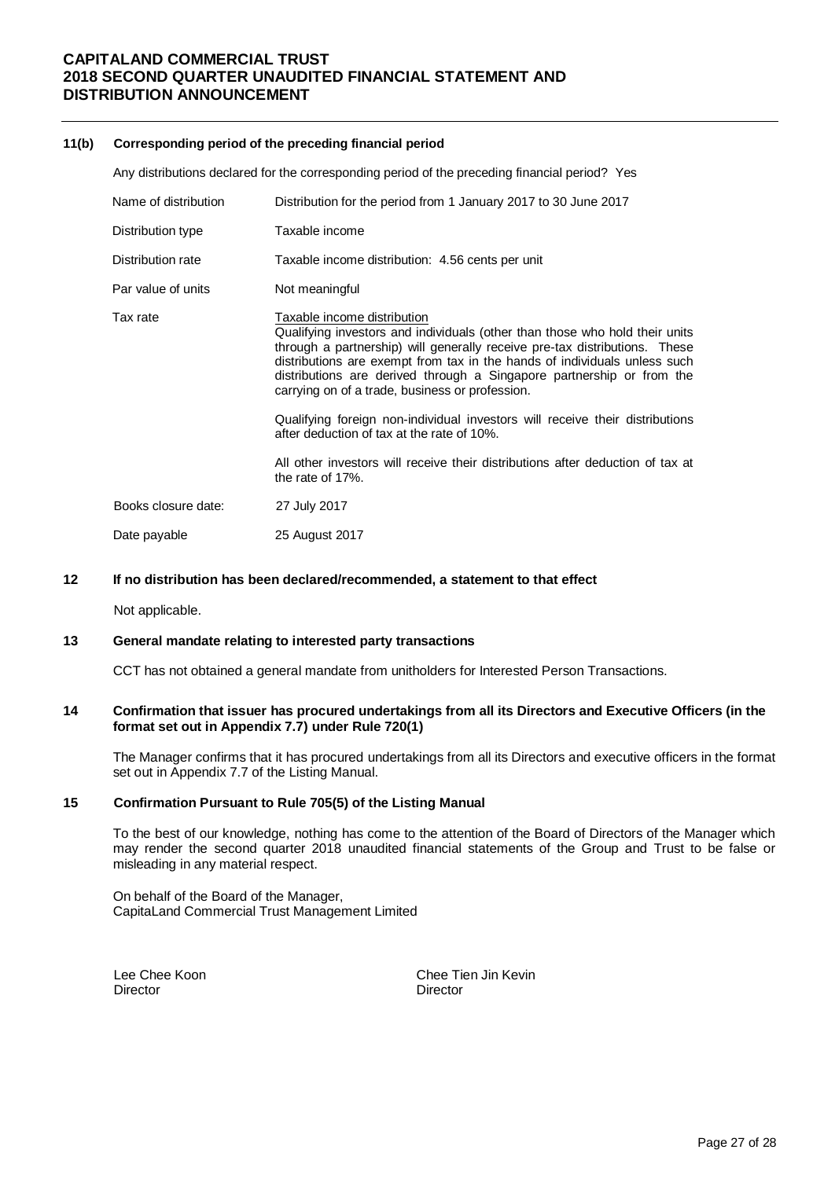#### 11(b) Corresponding period of the preceding financial period

Any distributions declared for the corresponding period of the preceding financial period? Yes

| | |
|---|---|
| Name of distribution | Distribution for the period from 1 January 2017 to 30 June 2017 |
| Distribution type | Taxable income |
| Distribution rate | Taxable income distribution: 4.56 cents per unit |
| Par value of units | Not meaningful |
| Tax rate | Taxable income distribution<br>Qualifying investors and individuals (other than those who hold their units through a partnership) will generally receive pre-tax distributions. These distributions are exempt from tax in the hands of individuals unless such distributions are derived through a Singapore partnership or from the carrying on of a trade, business or profession.<br><br>Qualifying foreign non-individual investors will receive their distributions after deduction of tax at the rate of 10%.<br><br>All other investors will receive their distributions after deduction of tax at the rate of 17%. |
| Books closure date: | 27 July 2017 |
| Date payable | 25 August 2017 |

#### 12 If no distribution has been declared/recommended, a statement to that effect

Not applicable.

#### 13 General mandate relating to interested party transactions

CCT has not obtained a general mandate from unitholders for Interested Person Transactions.

#### 14 Confirmation that issuer has procured undertakings from all its Directors and Executive Officers (in the format set out in Appendix 7.7) under Rule 720(1)

The Manager confirms that it has procured undertakings from all its Directors and executive officers in the format set out in Appendix 7.7 of the Listing Manual.

#### 15 Confirmation Pursuant to Rule 705(5) of the Listing Manual

To the best of our knowledge, nothing has come to the attention of the Board of Directors of the Manager which may render the second quarter 2018 unaudited financial statements of the Group and Trust to be false or misleading in any material respect.

On behalf of the Board of the Manager,
CapitaLand Commercial Trust Management Limited

Lee Chee Koon
Director

Chee Tien Jin Kevin
Director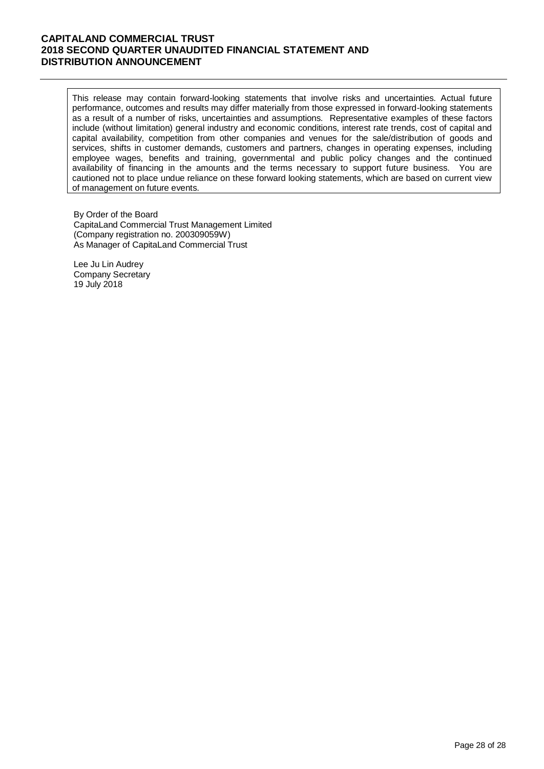This release may contain forward-looking statements that involve risks and uncertainties. Actual future performance, outcomes and results may differ materially from those expressed in forward-looking statements as a result of a number of risks, uncertainties and assumptions. Representative examples of these factors include (without limitation) general industry and economic conditions, interest rate trends, cost of capital and capital availability, competition from other companies and venues for the sale/distribution of goods and services, shifts in customer demands, customers and partners, changes in operating expenses, including employee wages, benefits and training, governmental and public policy changes and the continued availability of financing in the amounts and the terms necessary to support future business. You are cautioned not to place undue reliance on these forward looking statements, which are based on current view of management on future events.

By Order of the Board
CapitaLand Commercial Trust Management Limited
(Company registration no. 200309059W)
As Manager of CapitaLand Commercial Trust

Lee Ju Lin Audrey
Company Secretary
19 July 2018